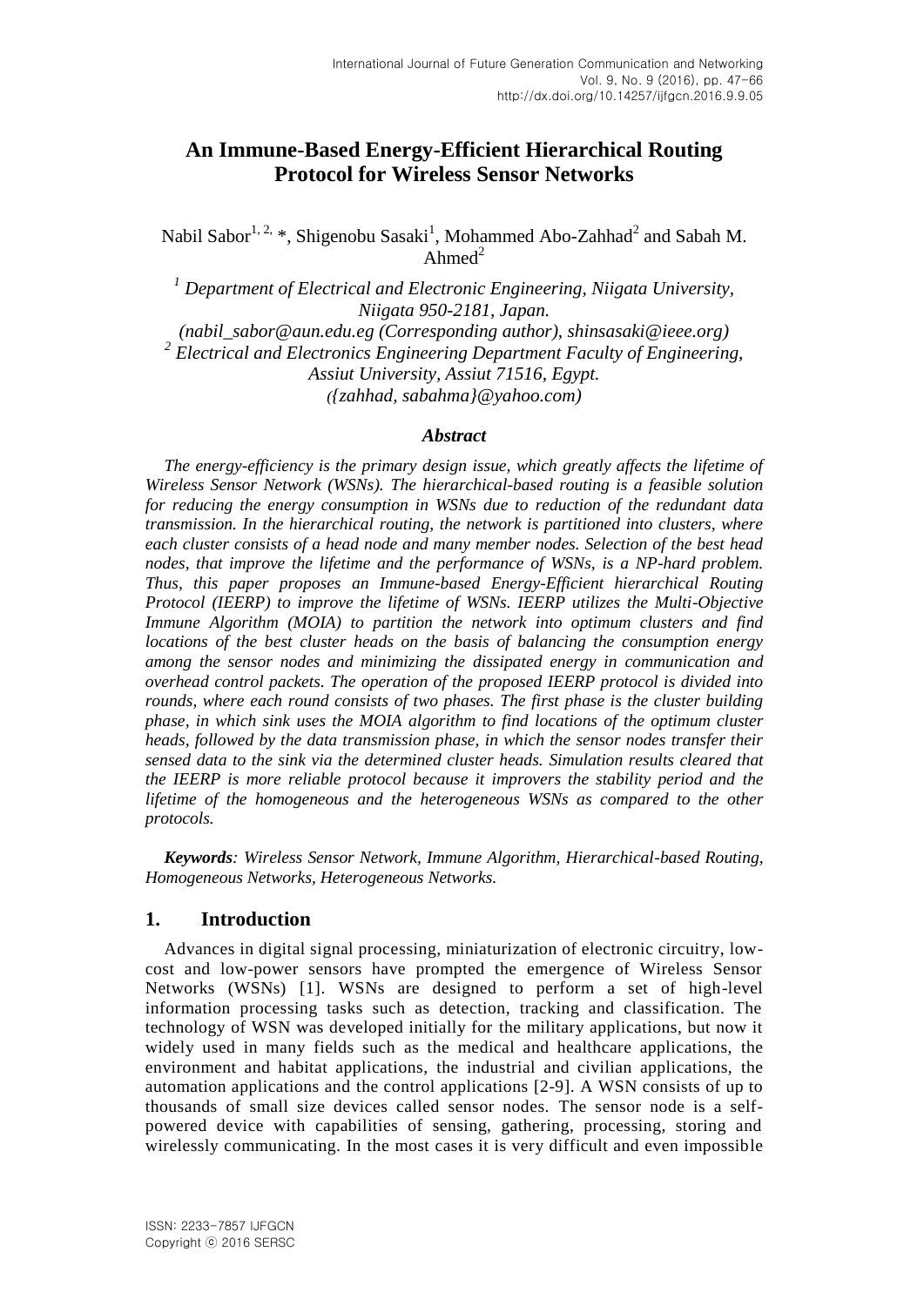# An Immune-Based Energy-Efficient Hierarchical Routing Protocol for Wireless Sensor Networks

Nabil Sabor[1, 2, *], Shigenobu Sasaki[1], Mohammed Abo-Zahhad[2] and Sabah M. Ahmed[2]

[1] *Department of Electrical and Electronic Engineering, Niigata University, Niigata 950-2181, Japan.*
*(nabil_sabor@aun.edu.eg (Corresponding author), shinsasaki@ieee.org)*
[2] *Electrical and Electronics Engineering Department Faculty of Engineering, Assiut University, Assiut 71516, Egypt.*
*({zahhad, sabahma}@yahoo.com)*

### *Abstract*

*The energy-efficiency is the primary design issue, which greatly affects the lifetime of Wireless Sensor Network (WSNs). The hierarchical-based routing is a feasible solution for reducing the energy consumption in WSNs due to reduction of the redundant data transmission. In the hierarchical routing, the network is partitioned into clusters, where each cluster consists of a head node and many member nodes. Selection of the best head nodes, that improve the lifetime and the performance of WSNs, is a NP-hard problem. Thus, this paper proposes an Immune-based Energy-Efficient hierarchical Routing Protocol (IEERP) to improve the lifetime of WSNs. IEERP utilizes the Multi-Objective Immune Algorithm (MOIA) to partition the network into optimum clusters and find locations of the best cluster heads on the basis of balancing the consumption energy among the sensor nodes and minimizing the dissipated energy in communication and overhead control packets. The operation of the proposed IEERP protocol is divided into rounds, where each round consists of two phases. The first phase is the cluster building phase, in which sink uses the MOIA algorithm to find locations of the optimum cluster heads, followed by the data transmission phase, in which the sensor nodes transfer their sensed data to the sink via the determined cluster heads. Simulation results cleared that the IEERP is more reliable protocol because it improvers the stability period and the lifetime of the homogeneous and the heterogeneous WSNs as compared to the other protocols.*

***Keywords****: Wireless Sensor Network, Immune Algorithm, Hierarchical-based Routing, Homogeneous Networks, Heterogeneous Networks.*

## 1. Introduction

Advances in digital signal processing, miniaturization of electronic circuitry, low-cost and low-power sensors have prompted the emergence of Wireless Sensor Networks (WSNs) [1]. WSNs are designed to perform a set of high-level information processing tasks such as detection, tracking and classification. The technology of WSN was developed initially for the military applications, but now it widely used in many fields such as the medical and healthcare applications, the environment and habitat applications, the industrial and civilian applications, the automation applications and the control applications [2-9]. A WSN consists of up to thousands of small size devices called sensor nodes. The sensor node is a self-powered device with capabilities of sensing, gathering, processing, storing and wirelessly communicating. In the most cases it is very difficult and even impossible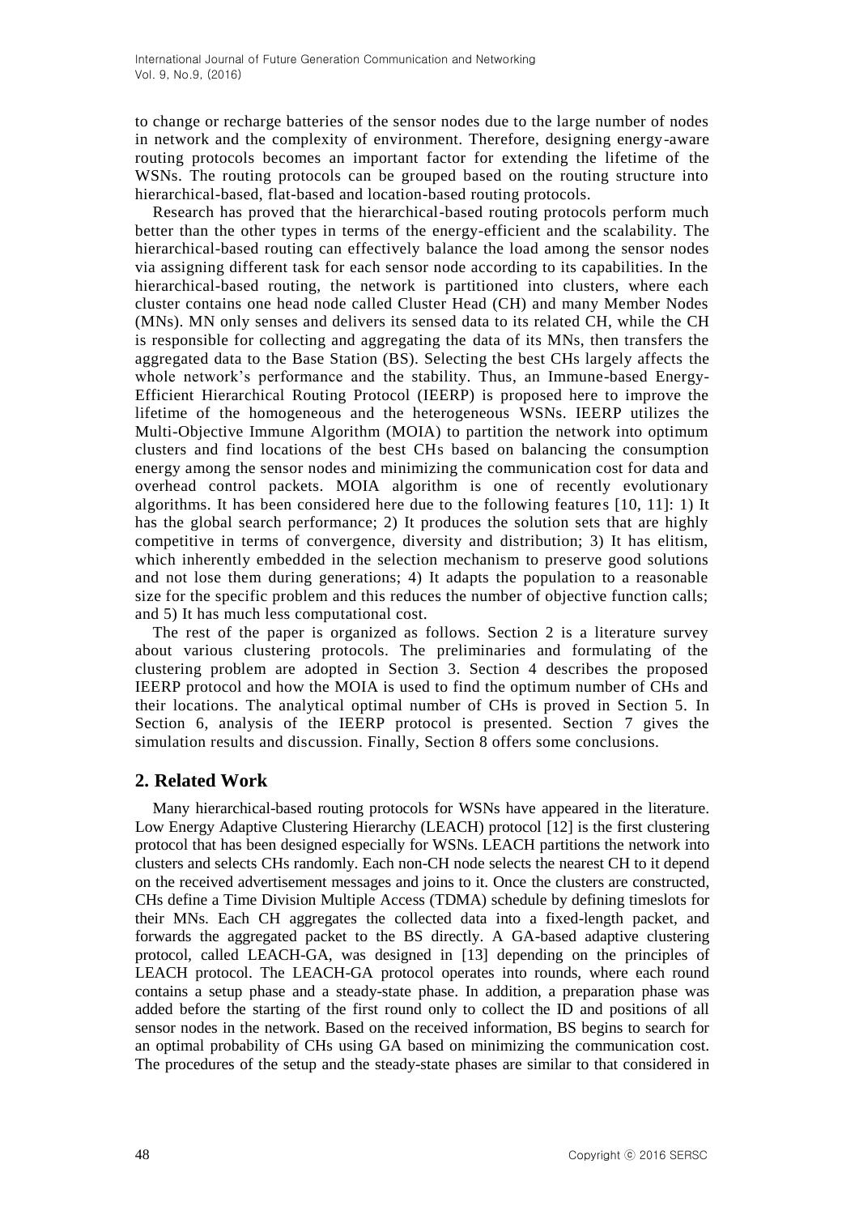to change or recharge batteries of the sensor nodes due to the large number of nodes in network and the complexity of environment. Therefore, designing energy-aware routing protocols becomes an important factor for extending the lifetime of the WSNs. The routing protocols can be grouped based on the routing structure into hierarchical-based, flat-based and location-based routing protocols.

Research has proved that the hierarchical-based routing protocols perform much better than the other types in terms of the energy-efficient and the scalability. The hierarchical-based routing can effectively balance the load among the sensor nodes via assigning different task for each sensor node according to its capabilities. In the hierarchical-based routing, the network is partitioned into clusters, where each cluster contains one head node called Cluster Head (CH) and many Member Nodes (MNs). MN only senses and delivers its sensed data to its related CH, while the CH is responsible for collecting and aggregating the data of its MNs, then transfers the aggregated data to the Base Station (BS). Selecting the best CHs largely affects the whole network's performance and the stability. Thus, an Immune-based Energy-Efficient Hierarchical Routing Protocol (IEERP) is proposed here to improve the lifetime of the homogeneous and the heterogeneous WSNs. IEERP utilizes the Multi-Objective Immune Algorithm (MOIA) to partition the network into optimum clusters and find locations of the best CHs based on balancing the consumption energy among the sensor nodes and minimizing the communication cost for data and overhead control packets. MOIA algorithm is one of recently evolutionary algorithms. It has been considered here due to the following features [10, 11]: 1) It has the global search performance; 2) It produces the solution sets that are highly competitive in terms of convergence, diversity and distribution; 3) It has elitism, which inherently embedded in the selection mechanism to preserve good solutions and not lose them during generations; 4) It adapts the population to a reasonable size for the specific problem and this reduces the number of objective function calls; and 5) It has much less computational cost.

The rest of the paper is organized as follows. Section 2 is a literature survey about various clustering protocols. The preliminaries and formulating of the clustering problem are adopted in Section 3. Section 4 describes the proposed IEERP protocol and how the MOIA is used to find the optimum number of CHs and their locations. The analytical optimal number of CHs is proved in Section 5. In Section 6, analysis of the IEERP protocol is presented. Section 7 gives the simulation results and discussion. Finally, Section 8 offers some conclusions.

## 2. Related Work

Many hierarchical-based routing protocols for WSNs have appeared in the literature. Low Energy Adaptive Clustering Hierarchy (LEACH) protocol [12] is the first clustering protocol that has been designed especially for WSNs. LEACH partitions the network into clusters and selects CHs randomly. Each non-CH node selects the nearest CH to it depend on the received advertisement messages and joins to it. Once the clusters are constructed, CHs define a Time Division Multiple Access (TDMA) schedule by defining timeslots for their MNs. Each CH aggregates the collected data into a fixed-length packet, and forwards the aggregated packet to the BS directly. A GA-based adaptive clustering protocol, called LEACH-GA, was designed in [13] depending on the principles of LEACH protocol. The LEACH-GA protocol operates into rounds, where each round contains a setup phase and a steady-state phase. In addition, a preparation phase was added before the starting of the first round only to collect the ID and positions of all sensor nodes in the network. Based on the received information, BS begins to search for an optimal probability of CHs using GA based on minimizing the communication cost. The procedures of the setup and the steady-state phases are similar to that considered in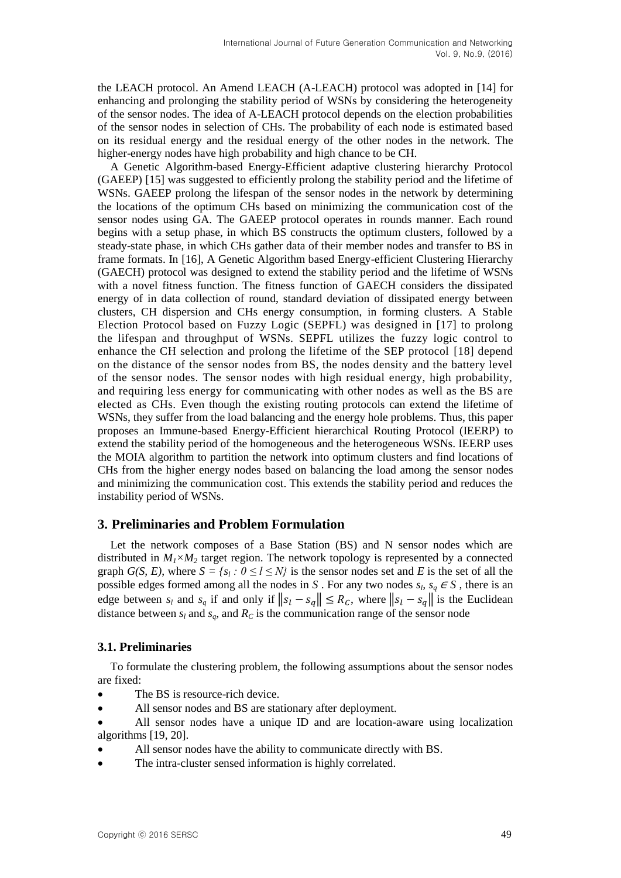the LEACH protocol. An Amend LEACH (A-LEACH) protocol was adopted in [14] for enhancing and prolonging the stability period of WSNs by considering the heterogeneity of the sensor nodes. The idea of A-LEACH protocol depends on the election probabilities of the sensor nodes in selection of CHs. The probability of each node is estimated based on its residual energy and the residual energy of the other nodes in the network. The higher-energy nodes have high probability and high chance to be CH.

A Genetic Algorithm-based Energy-Efficient adaptive clustering hierarchy Protocol (GAEEP) [15] was suggested to efficiently prolong the stability period and the lifetime of WSNs. GAEEP prolong the lifespan of the sensor nodes in the network by determining the locations of the optimum CHs based on minimizing the communication cost of the sensor nodes using GA. The GAEEP protocol operates in rounds manner. Each round begins with a setup phase, in which BS constructs the optimum clusters, followed by a steady-state phase, in which CHs gather data of their member nodes and transfer to BS in frame formats. In [16], A Genetic Algorithm based Energy-efficient Clustering Hierarchy (GAECH) protocol was designed to extend the stability period and the lifetime of WSNs with a novel fitness function. The fitness function of GAECH considers the dissipated energy of in data collection of round, standard deviation of dissipated energy between clusters, CH dispersion and CHs energy consumption, in forming clusters. A Stable Election Protocol based on Fuzzy Logic (SEPFL) was designed in [17] to prolong the lifespan and throughput of WSNs. SEPFL utilizes the fuzzy logic control to enhance the CH selection and prolong the lifetime of the SEP protocol [18] depend on the distance of the sensor nodes from BS, the nodes density and the battery level of the sensor nodes. The sensor nodes with high residual energy, high probability, and requiring less energy for communicating with other nodes as well as the BS are elected as CHs. Even though the existing routing protocols can extend the lifetime of WSNs, they suffer from the load balancing and the energy hole problems. Thus, this paper proposes an Immune-based Energy-Efficient hierarchical Routing Protocol (IEERP) to extend the stability period of the homogeneous and the heterogeneous WSNs. IEERP uses the MOIA algorithm to partition the network into optimum clusters and find locations of CHs from the higher energy nodes based on balancing the load among the sensor nodes and minimizing the communication cost. This extends the stability period and reduces the instability period of WSNs.

## 3. Preliminaries and Problem Formulation

Let the network composes of a Base Station (BS) and N sensor nodes which are distributed in $M_1 \times M_2$ target region. The network topology is represented by a connected graph $G(S, E)$, where $S = \{s_l : 0 \leq l \leq N\}$ is the sensor nodes set and $E$ is the set of all the possible edges formed among all the nodes in $S$ . For any two nodes $s_l$, $s_q \in S$ , there is an edge between $s_l$ and $s_q$ if and only if $\|s_l - s_q\| \leq R_C$, where $\|s_l - s_q\|$ is the Euclidean distance between $s_l$ and $s_q$, and $R_C$ is the communication range of the sensor node

### 3.1. Preliminaries

To formulate the clustering problem, the following assumptions about the sensor nodes are fixed:

- The BS is resource-rich device.
- All sensor nodes and BS are stationary after deployment.
- All sensor nodes have a unique ID and are location-aware using localization algorithms [19, 20].
- All sensor nodes have the ability to communicate directly with BS.
- The intra-cluster sensed information is highly correlated.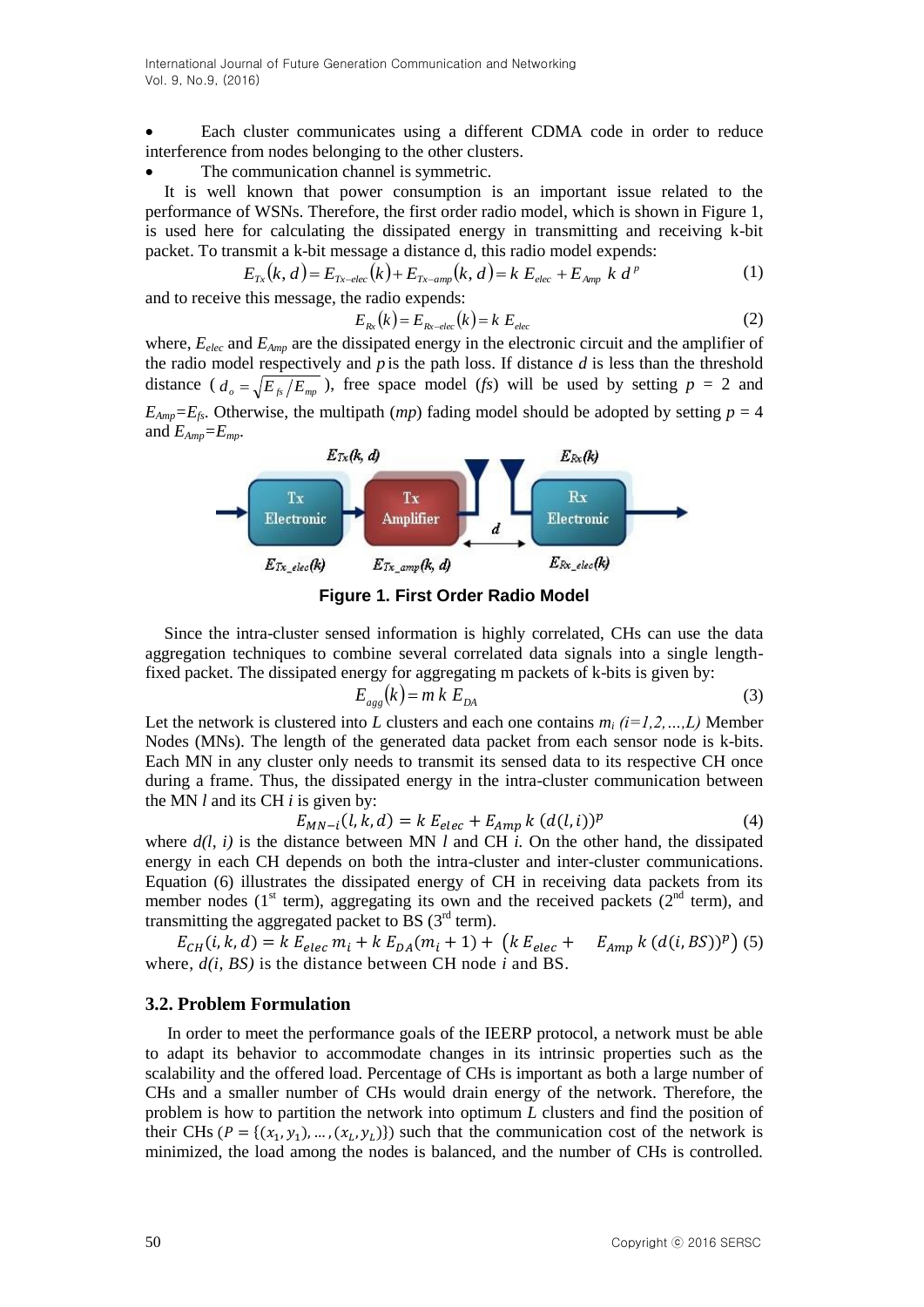- Each cluster communicates using a different CDMA code in order to reduce interference from nodes belonging to the other clusters.
- The communication channel is symmetric.

It is well known that power consumption is an important issue related to the performance of WSNs. Therefore, the first order radio model, which is shown in Figure 1, is used here for calculating the dissipated energy in transmitting and receiving k-bit packet. To transmit a k-bit message a distance d, this radio model expends:

$$E_{Tx}(k, d) = E_{Tx-elec}(k) + E_{Tx-amp}(k, d) = k\ E_{elec} + E_{Amp}\ k\ d^{p} \tag{1}$$

and to receive this message, the radio expends:

$$E_{Rx}(k) = E_{Rx-elec}(k) = k\ E_{elec} \tag{2}$$

where, $E_{elec}$ and $E_{Amp}$ are the dissipated energy in the electronic circuit and the amplifier of the radio model respectively and $p$ is the path loss. If distance $d$ is less than the threshold distance ($d_o = \sqrt{E_{fs}/E_{mp}}$), free space model (*fs*) will be used by setting $p$ = 2 and $E_{Amp}=E_{fs}$. Otherwise, the multipath (*mp*) fading model should be adopted by setting $p$ = 4 and $E_{Amp}=E_{mp}$.

**Figure 1. First Order Radio Model**

Since the intra-cluster sensed information is highly correlated, CHs can use the data aggregation techniques to combine several correlated data signals into a single length-fixed packet. The dissipated energy for aggregating m packets of k-bits is given by:

$$E_{agg}(k) = m\ k\ E_{DA} \tag{3}$$

Let the network is clustered into $L$ clusters and each one contains $m_i$ $(i=1,2,\ldots,L)$ Member Nodes (MNs). The length of the generated data packet from each sensor node is k-bits. Each MN in any cluster only needs to transmit its sensed data to its respective CH once during a frame. Thus, the dissipated energy in the intra-cluster communication between the MN $l$ and its CH $i$ is given by:

$$E_{MN-i}(l, k, d) = k\ E_{elec} + E_{Amp}\ k\ (d(l, i))^{p} \tag{4}$$

where $d(l, i)$ is the distance between MN $l$ and CH $i$. On the other hand, the dissipated energy in each CH depends on both the intra-cluster and inter-cluster communications. Equation (6) illustrates the dissipated energy of CH in receiving data packets from its member nodes (1st term), aggregating its own and the received packets (2nd term), and transmitting the aggregated packet to BS (3rd term).

$$E_{CH}(i, k, d) = k\ E_{elec}\ m_i + k\ E_{DA}(m_i + 1) + \left(k\ E_{elec} + E_{Amp}\ k\ (d(i, BS))^{p}\right) \tag{5}$$

where, $d(i, BS)$ is the distance between CH node $i$ and BS.

### 3.2. Problem Formulation

In order to meet the performance goals of the IEERP protocol, a network must be able to adapt its behavior to accommodate changes in its intrinsic properties such as the scalability and the offered load. Percentage of CHs is important as both a large number of CHs and a smaller number of CHs would drain energy of the network. Therefore, the problem is how to partition the network into optimum $L$ clusters and find the position of their CHs ($P = \{(x_1, y_1), \ldots, (x_L, y_L)\}$) such that the communication cost of the network is minimized, the load among the nodes is balanced, and the number of CHs is controlled.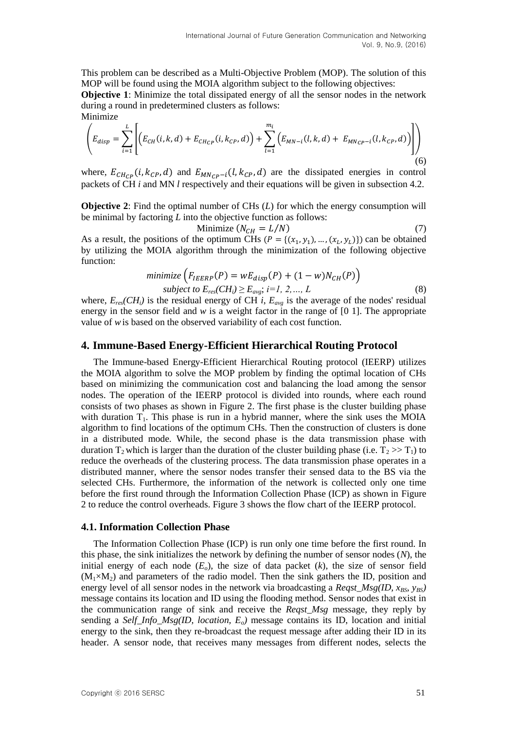This problem can be described as a Multi-Objective Problem (MOP). The solution of this MOP will be found using the MOIA algorithm subject to the following objectives:

**Objective 1**: Minimize the total dissipated energy of all the sensor nodes in the network during a round in predetermined clusters as follows:

Minimize

$$\left( E_{disp} = \sum_{i=1}^{L} \left[ \left( E_{CH}(i,k,d) + E_{CH_{CP}}(i,k_{CP},d) \right) + \sum_{l=1}^{m_i} \left( E_{MN-i}(l,k,d) + E_{MN_{CP}-i}(l,k_{CP},d) \right) \right] \right) \tag{6}$$

where, $E_{CH_{CP}}(i,k_{CP},d)$ and $E_{MN_{CP}-i}(l,k_{CP},d)$ are the dissipated energies in control packets of CH *i* and MN *l* respectively and their equations will be given in subsection 4.2.

**Objective 2**: Find the optimal number of CHs ($L$) for which the energy consumption will be minimal by factoring $L$ into the objective function as follows:

$$\text{Minimize } (N_{CH} = L/N) \tag{7}$$

As a result, the positions of the optimum CHs ($P = \{(x_1, y_1), \ldots, (x_L, y_L)\}$) can be obtained by utilizing the MOIA algorithm through the minimization of the following objective function:

$$\textit{minimize} \left( F_{IEERP}(P) = wE_{disp}(P) + (1-w)N_{CH}(P) \right)$$
$$\textit{subject to } E_{res}(CH_i) \geq E_{avg};\ i=1, 2, \ldots, L \tag{8}$$

where, $E_{res}(CH_i)$ is the residual energy of CH *i*, $E_{avg}$ is the average of the nodes' residual energy in the sensor field and *w* is a weight factor in the range of [0 1]. The appropriate value of *w* is based on the observed variability of each cost function.

## 4. Immune-Based Energy-Efficient Hierarchical Routing Protocol

The Immune-based Energy-Efficient Hierarchical Routing protocol (IEERP) utilizes the MOIA algorithm to solve the MOP problem by finding the optimal location of CHs based on minimizing the communication cost and balancing the load among the sensor nodes. The operation of the IEERP protocol is divided into rounds, where each round consists of two phases as shown in Figure 2. The first phase is the cluster building phase with duration $T_1$. This phase is run in a hybrid manner, where the sink uses the MOIA algorithm to find locations of the optimum CHs. Then the construction of clusters is done in a distributed mode. While, the second phase is the data transmission phase with duration $T_2$ which is larger than the duration of the cluster building phase (i.e. $T_2 >> T_1$) to reduce the overheads of the clustering process. The data transmission phase operates in a distributed manner, where the sensor nodes transfer their sensed data to the BS via the selected CHs. Furthermore, the information of the network is collected only one time before the first round through the Information Collection Phase (ICP) as shown in Figure 2 to reduce the control overheads. Figure 3 shows the flow chart of the IEERP protocol.

### 4.1. Information Collection Phase

The Information Collection Phase (ICP) is run only one time before the first round. In this phase, the sink initializes the network by defining the number of sensor nodes ($N$), the initial energy of each node ($E_o$), the size of data packet ($k$), the size of sensor field ($M_1 \times M_2$) and parameters of the radio model. Then the sink gathers the ID, position and energy level of all sensor nodes in the network via broadcasting a *Reqst_Msg(ID, $x_{BS}$, $y_{BS}$)* message contains its location and ID using the flooding method. Sensor nodes that exist in the communication range of sink and receive the *Reqst_Msg* message, they reply by sending a *Self_Info_Msg(ID, location, $E_o$)* message contains its ID, location and initial energy to the sink, then they re-broadcast the request message after adding their ID in its header. A sensor node, that receives many messages from different nodes, selects the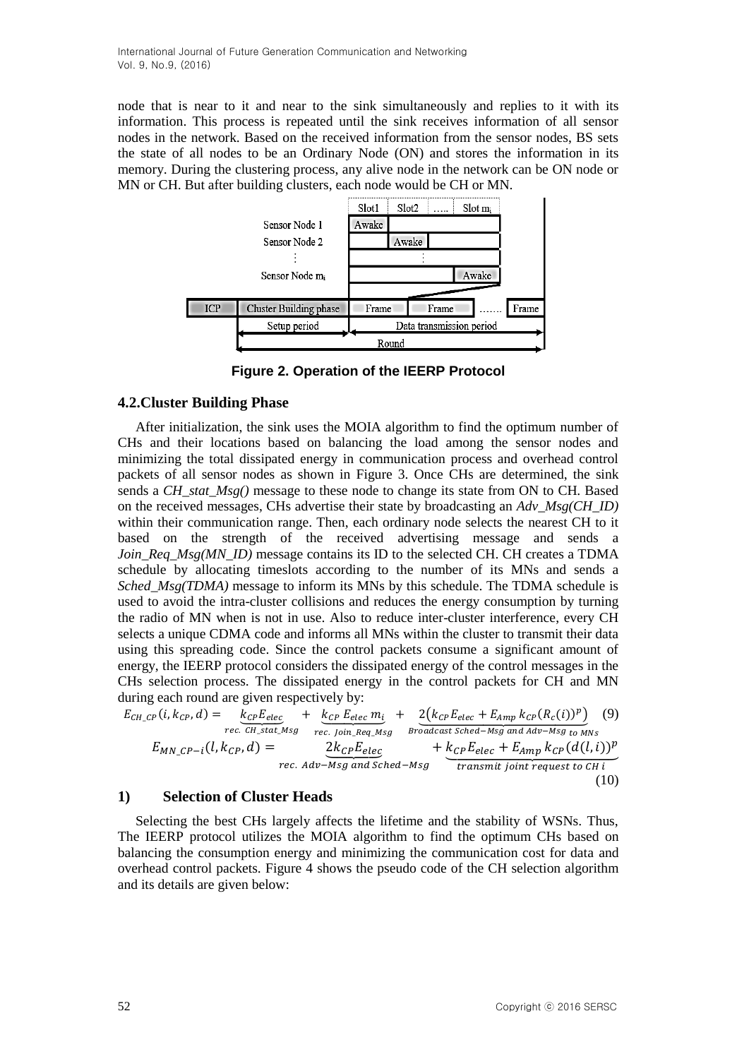node that is near to it and near to the sink simultaneously and replies to it with its information. This process is repeated until the sink receives information of all sensor nodes in the network. Based on the received information from the sensor nodes, BS sets the state of all nodes to be an Ordinary Node (ON) and stores the information in its memory. During the clustering process, any alive node in the network can be ON node or MN or CH. But after building clusters, each node would be CH or MN.

**Figure 2. Operation of the IEERP Protocol**

### 4.2.Cluster Building Phase

After initialization, the sink uses the MOIA algorithm to find the optimum number of CHs and their locations based on balancing the load among the sensor nodes and minimizing the total dissipated energy in communication process and overhead control packets of all sensor nodes as shown in Figure 3. Once CHs are determined, the sink sends a *CH_stat_Msg()* message to these node to change its state from ON to CH. Based on the received messages, CHs advertise their state by broadcasting an *Adv_Msg(CH_ID)* within their communication range. Then, each ordinary node selects the nearest CH to it based on the strength of the received advertising message and sends a *Join_Req_Msg(MN_ID)* message contains its ID to the selected CH. CH creates a TDMA schedule by allocating timeslots according to the number of its MNs and sends a *Sched_Msg(TDMA)* message to inform its MNs by this schedule. The TDMA schedule is used to avoid the intra-cluster collisions and reduces the energy consumption by turning the radio of MN when is not in use. Also to reduce inter-cluster interference, every CH selects a unique CDMA code and informs all MNs within the cluster to transmit their data using this spreading code. Since the control packets consume a significant amount of energy, the IEERP protocol considers the dissipated energy of the control messages in the CHs selection process. The dissipated energy in the control packets for CH and MN during each round are given respectively by:

$$E_{CH\_CP}(i, k_{CP}, d) = \underbrace{k_{CP}E_{elec}}_{rec.\ CH\_stat\_Msg} + \underbrace{k_{CP}\,E_{elec}\,m_i}_{rec.\ Join\_Req\_Msg} + \underbrace{2\left(k_{CP}E_{elec} + E_{Amp}\,k_{CP}(R_c(i))^p\right)}_{Broadcast\ Sched-Msg\ and\ Adv-Msg\ to\ MNs} \quad (9)$$

$$E_{MN\_CP-i}(l, k_{CP}, d) = \underbrace{2k_{CP}E_{elec}}_{rec.\ Adv-Msg\ and\ Sched-Msg} + \underbrace{k_{CP}E_{elec} + E_{Amp}\,k_{CP}(d(l,i))^p}_{transmit\ joint\ request\ to\ CH\ i} \quad (10)$$

### 1) Selection of Cluster Heads

Selecting the best CHs largely affects the lifetime and the stability of WSNs. Thus, The IEERP protocol utilizes the MOIA algorithm to find the optimum CHs based on balancing the consumption energy and minimizing the communication cost for data and overhead control packets. Figure 4 shows the pseudo code of the CH selection algorithm and its details are given below: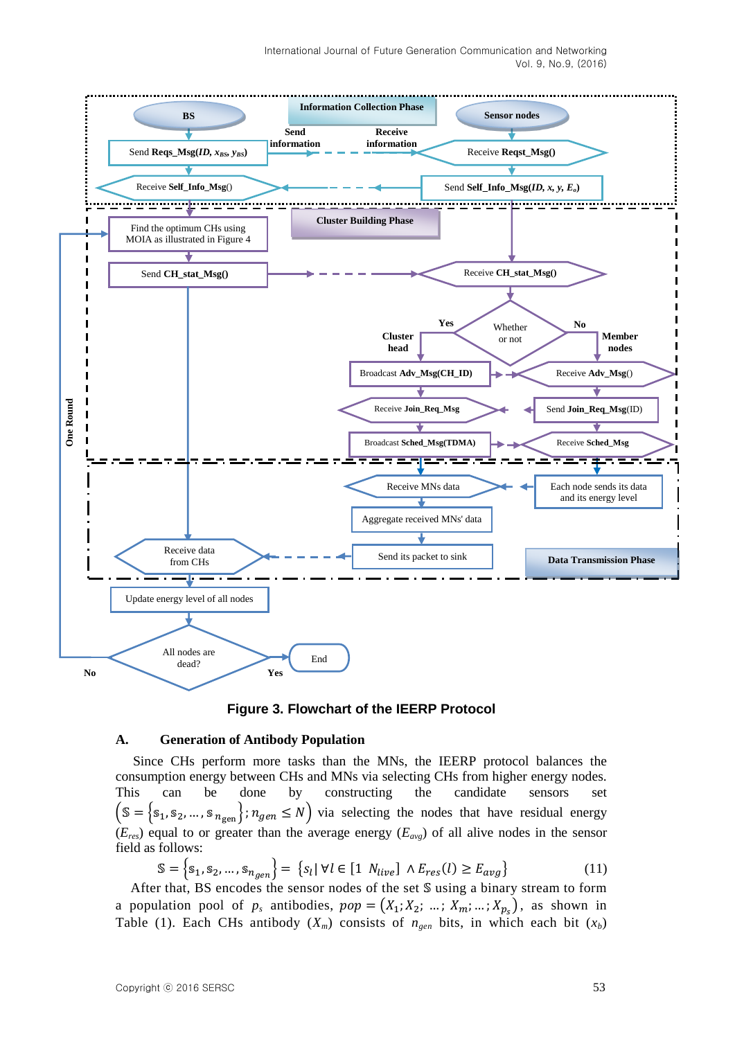Figure 3. Flowchart of the IEERP Protocol

### A. Generation of Antibody Population

Since CHs perform more tasks than the MNs, the IEERP protocol balances the consumption energy between CHs and MNs via selecting CHs from higher energy nodes. This can be done by constructing the candidate sensors set $\left(\mathbb{S} = \left\{\mathbb{s}_1, \mathbb{s}_2, \ldots, \mathbb{s}_{n_{gen}}\right\}; n_{gen} \leq N\right)$ via selecting the nodes that have residual energy ($E_{res}$) equal to or greater than the average energy ($E_{avg}$) of all alive nodes in the sensor field as follows:

$$\mathbb{S} = \left\{\mathbb{s}_1, \mathbb{s}_2, \ldots, \mathbb{s}_{n_{gen}}\right\} = \left\{s_l \mid \forall l \in [1\ \ N_{live}] \wedge E_{res}(l) \geq E_{avg}\right\} \tag{11}$$

After that, BS encodes the sensor nodes of the set $\mathbb{S}$ using a binary stream to form a population pool of $p_s$ antibodies, $pop = \left(X_1; X_2; \ldots; X_m; \ldots; X_{p_s}\right)$, as shown in Table (1). Each CHs antibody ($X_m$) consists of $n_{gen}$ bits, in which each bit ($x_b$)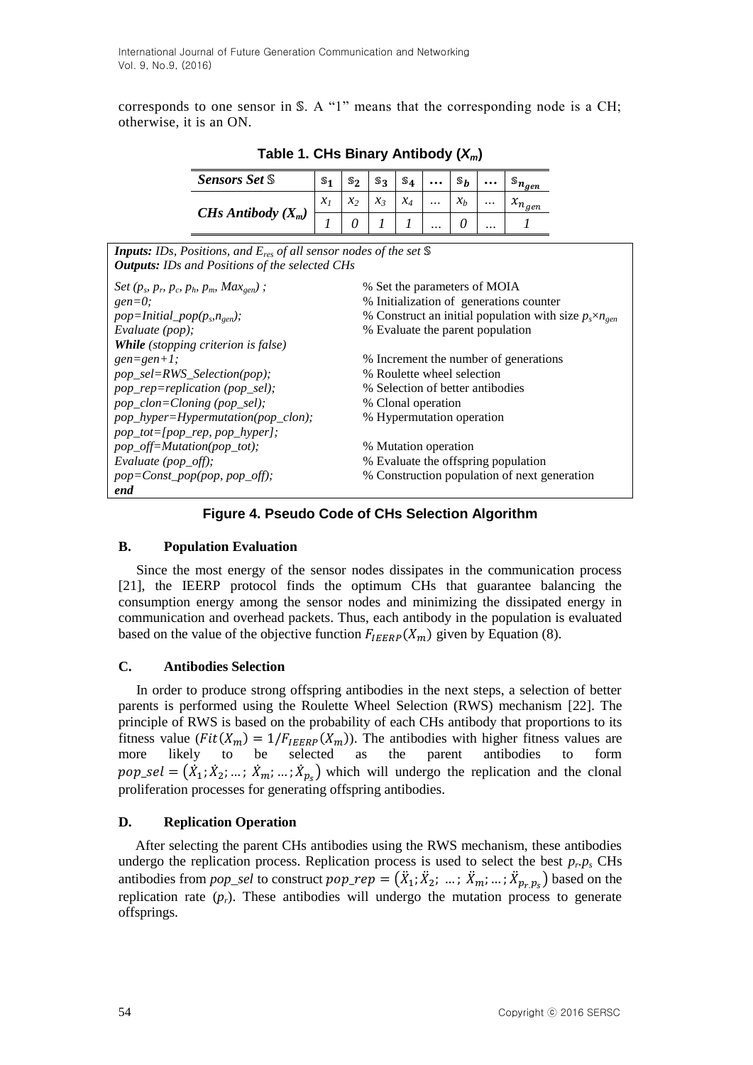corresponds to one sensor in $\mathbb{S}$. A "1" means that the corresponding node is a CH; otherwise, it is an ON.

**Table 1. CHs Binary Antibody ($X_m$)**

| ***Sensors Set*** $\mathbb{S}$ | $\mathbb{S}_1$ | $\mathbb{S}_2$ | $\mathbb{S}_3$ | $\mathbb{S}_4$ | … | $\mathbb{S}_b$ | … | $\mathbb{S}_{n_{gen}}$ |
|---|---|---|---|---|---|---|---|---|
| ***CHs Antibody*** ($X_m$) | $x_1$ | $x_2$ | $x_3$ | $x_4$ | … | $x_b$ | … | $x_{n_{gen}}$ |
| | *1* | *0* | *1* | *1* | … | *0* | … | *1* |

***Inputs:*** *IDs, Positions, and* $E_{res}$ *of all sensor nodes of the set* $\mathbb{S}$
***Outputs:*** *IDs and Positions of the selected CHs*

```
Set (ps, pr, pc, ph, pm, Maxgen) ;       % Set the parameters of MOIA
gen=0;                                   % Initialization of generations counter
pop=Initial_pop(ps,ngen);                % Construct an initial population with size ps×ngen
Evaluate (pop);                          % Evaluate the parent population
While (stopping criterion is false)
gen=gen+1;                               % Increment the number of generations
pop_sel=RWS_Selection(pop);              % Roulette wheel selection
pop_rep=replication (pop_sel);           % Selection of better antibodies
pop_clon=Cloning (pop_sel);              % Clonal operation
pop_hyper=Hypermutation(pop_clon);       % Hypermutation operation
pop_tot=[pop_rep, pop_hyper];
pop_off=Mutation(pop_tot);               % Mutation operation
Evaluate (pop_off);                      % Evaluate the offspring population
pop=Const_pop(pop, pop_off);             % Construction population of next generation
end
```

**Figure 4. Pseudo Code of CHs Selection Algorithm**

### B. Population Evaluation

Since the most energy of the sensor nodes dissipates in the communication process [21], the IEERP protocol finds the optimum CHs that guarantee balancing the consumption energy among the sensor nodes and minimizing the dissipated energy in communication and overhead packets. Thus, each antibody in the population is evaluated based on the value of the objective function $F_{IEERP}(X_m)$ given by Equation (8).

### C. Antibodies Selection

In order to produce strong offspring antibodies in the next steps, a selection of better parents is performed using the Roulette Wheel Selection (RWS) mechanism [22]. The principle of RWS is based on the probability of each CHs antibody that proportions to its fitness value ($Fit(X_m) = 1/F_{IEERP}(X_m)$). The antibodies with higher fitness values are more likely to be selected as the parent antibodies to form $pop\_sel = (\dot{X}_1; \dot{X}_2; \ldots; \dot{X}_m; \ldots; \dot{X}_{p_s})$ which will undergo the replication and the clonal proliferation processes for generating offspring antibodies.

### D. Replication Operation

After selecting the parent CHs antibodies using the RWS mechanism, these antibodies undergo the replication process. Replication process is used to select the best $p_r.p_s$ CHs antibodies from *pop_sel* to construct $pop\_rep = (\ddot{X}_1; \ddot{X}_2; \ldots; \ddot{X}_m; \ldots; \ddot{X}_{p_r.p_s})$ based on the replication rate ($p_r$). These antibodies will undergo the mutation process to generate offsprings.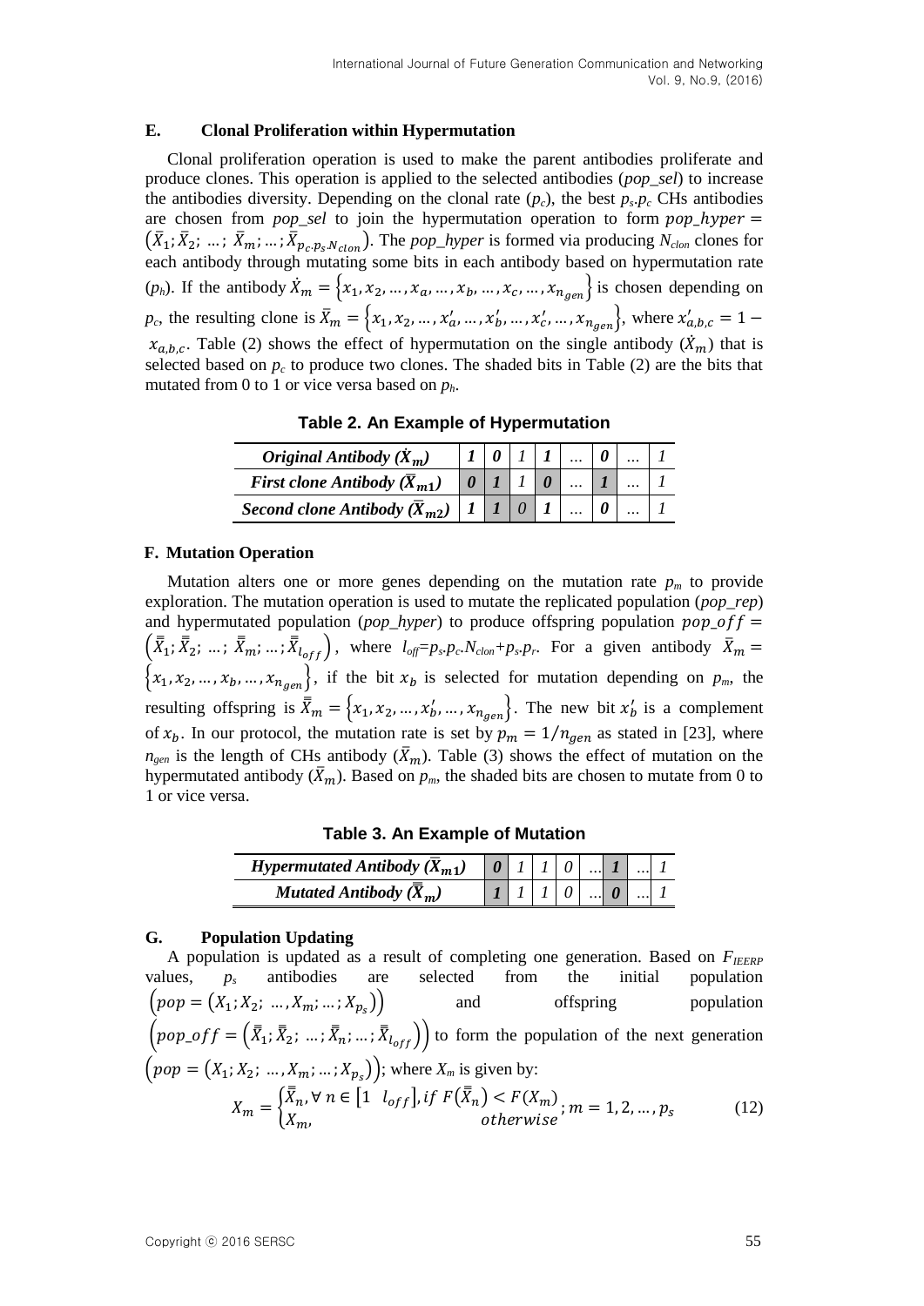### E. Clonal Proliferation within Hypermutation

Clonal proliferation operation is used to make the parent antibodies proliferate and produce clones. This operation is applied to the selected antibodies (*pop_sel*) to increase the antibodies diversity. Depending on the clonal rate ($p_c$), the best $p_s.p_c$ CHs antibodies are chosen from *pop_sel* to join the hypermutation operation to form $pop\_hyper = \left(\bar{X}_1; \bar{X}_2; \ldots; \bar{X}_m; \ldots; \bar{X}_{p_c.p_s.N_{clon}}\right)$. The *pop_hyper* is formed via producing $N_{clon}$ clones for each antibody through mutating some bits in each antibody based on hypermutation rate ($p_h$). If the antibody $\dot{X}_m = \left\{x_1, x_2, \ldots, x_a, \ldots, x_b, \ldots, x_c, \ldots, x_{n_{gen}}\right\}$ is chosen depending on $p_c$, the resulting clone is $\bar{X}_m = \left\{x_1, x_2, \ldots, x'_a, \ldots, x'_b, \ldots, x'_c, \ldots, x_{n_{gen}}\right\}$, where $x'_{a,b,c} = 1 - x_{a,b,c}$. Table (2) shows the effect of hypermutation on the single antibody ($\dot{X}_m$) that is selected based on $p_c$ to produce two clones. The shaded bits in Table (2) are the bits that mutated from 0 to 1 or vice versa based on $p_h$.

**Table 2. An Example of Hypermutation**

| | | | | | | | | |
|---|---|---|---|---|---|---|---|---|
| ***Original Antibody ($\dot{X}_m$)*** | ***1*** | ***0*** | *1* | ***1*** | ... | ***0*** | ... | *1* |
| ***First clone Antibody ($\bar{X}_{m1}$)*** | ***0*** | ***1*** | *1* | ***0*** | ... | ***1*** | ... | *1* |
| ***Second clone Antibody ($\bar{X}_{m2}$)*** | ***1*** | ***1*** | *0* | ***1*** | ... | ***0*** | ... | *1* |

### F. Mutation Operation

Mutation alters one or more genes depending on the mutation rate $p_m$ to provide exploration. The mutation operation is used to mutate the replicated population (*pop_rep*) and hypermutated population (*pop_hyper*) to produce offspring population $pop\_off = \left(\bar{\bar{X}}_1; \bar{\bar{X}}_2; \ldots; \bar{\bar{X}}_m; \ldots; \bar{\bar{X}}_{l_{off}}\right)$, where $l_{off}=p_s.p_c.N_{clon}+p_s.p_r$. For a given antibody $\bar{X}_m = \left\{x_1, x_2, \ldots, x_b, \ldots, x_{n_{gen}}\right\}$, if the bit $x_b$ is selected for mutation depending on $p_m$, the resulting offspring is $\bar{\bar{X}}_m = \left\{x_1, x_2, \ldots, x'_b, \ldots, x_{n_{gen}}\right\}$. The new bit $x'_b$ is a complement of $x_b$. In our protocol, the mutation rate is set by $p_m = 1/n_{gen}$ as stated in [23], where $n_{gen}$ is the length of CHs antibody ($\bar{X}_m$). Table (3) shows the effect of mutation on the hypermutated antibody ($\bar{X}_m$). Based on $p_m$, the shaded bits are chosen to mutate from 0 to 1 or vice versa.

**Table 3. An Example of Mutation**

| | | | | | | | | |
|---|---|---|---|---|---|---|---|---|
| ***Hypermutated Antibody ($\bar{X}_{m1}$)*** | ***0*** | *1* | *1* | *0* | ... | ***1*** | ... | *1* |
| ***Mutated Antibody ($\bar{\bar{X}}_m$)*** | ***1*** | *1* | *1* | *0* | ... | ***0*** | ... | *1* |

### G. Population Updating

A population is updated as a result of completing one generation. Based on $F_{IEERP}$ values, $p_s$ antibodies are selected from the initial population $\left(pop = \left(X_1; X_2; \ldots, X_m; \ldots; X_{p_s}\right)\right)$ and offspring population $\left(pop\_off = \left(\bar{\bar{X}}_1; \bar{\bar{X}}_2; \ldots; \bar{\bar{X}}_n; \ldots; \bar{\bar{X}}_{l_{off}}\right)\right)$ to form the population of the next generation $\left(pop = \left(X_1; X_2; \ldots, X_m; \ldots; X_{p_s}\right)\right)$; where $X_m$ is given by:

$$X_m = \begin{cases} \bar{\bar{X}}_n, \forall\, n \in \left[1 \quad l_{off}\right], if\ F\left(\bar{\bar{X}}_n\right) < F(X_m) \\ X_m, \qquad\qquad\qquad\qquad otherwise \end{cases}; m = 1, 2, \ldots, p_s \tag{12}$$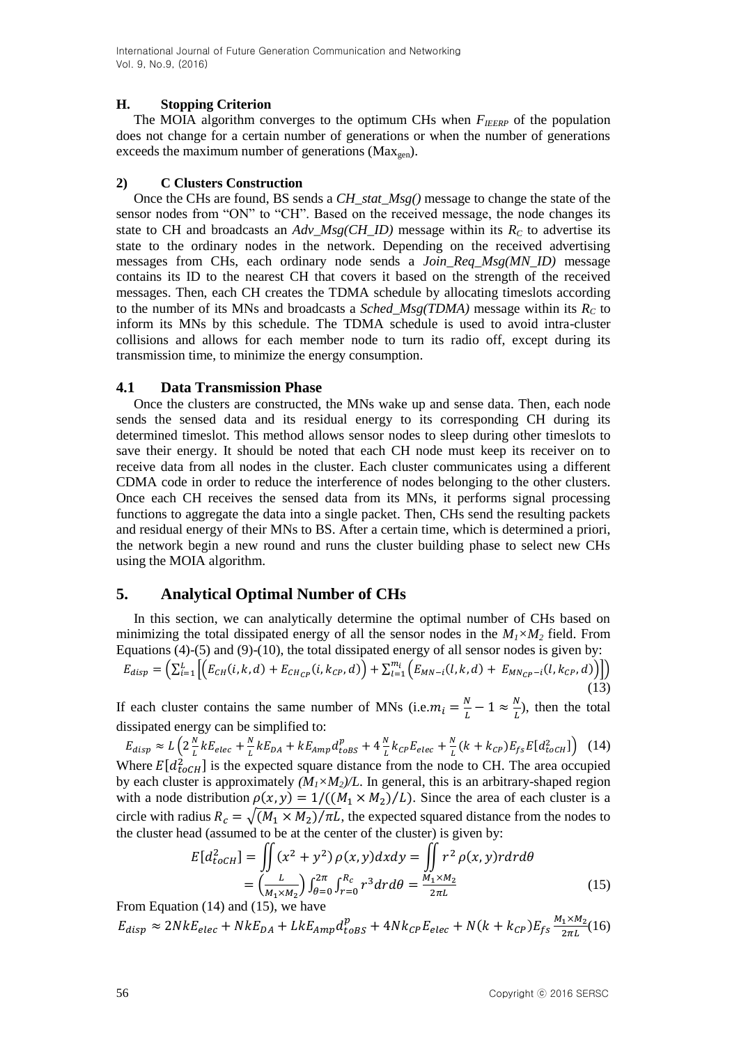### H. Stopping Criterion

The MOIA algorithm converges to the optimum CHs when $F_{IEERP}$ of the population does not change for a certain number of generations or when the number of generations exceeds the maximum number of generations ($Max_{gen}$).

### 2) C Clusters Construction

Once the CHs are found, BS sends a *CH_stat_Msg()* message to change the state of the sensor nodes from "ON" to "CH". Based on the received message, the node changes its state to CH and broadcasts an *Adv_Msg(CH_ID)* message within its $R_C$ to advertise its state to the ordinary nodes in the network. Depending on the received advertising messages from CHs, each ordinary node sends a *Join_Req_Msg(MN_ID)* message contains its ID to the nearest CH that covers it based on the strength of the received messages. Then, each CH creates the TDMA schedule by allocating timeslots according to the number of its MNs and broadcasts a *Sched_Msg(TDMA)* message within its $R_C$ to inform its MNs by this schedule. The TDMA schedule is used to avoid intra-cluster collisions and allows for each member node to turn its radio off, except during its transmission time, to minimize the energy consumption.

## 4.1 Data Transmission Phase

Once the clusters are constructed, the MNs wake up and sense data. Then, each node sends the sensed data and its residual energy to its corresponding CH during its determined timeslot. This method allows sensor nodes to sleep during other timeslots to save their energy. It should be noted that each CH node must keep its receiver on to receive data from all nodes in the cluster. Each cluster communicates using a different CDMA code in order to reduce the interference of nodes belonging to the other clusters. Once each CH receives the sensed data from its MNs, it performs signal processing functions to aggregate the data into a single packet. Then, CHs send the resulting packets and residual energy of their MNs to BS. After a certain time, which is determined a priori, the network begin a new round and runs the cluster building phase to select new CHs using the MOIA algorithm.

## 5. Analytical Optimal Number of CHs

In this section, we can analytically determine the optimal number of CHs based on minimizing the total dissipated energy of all the sensor nodes in the $M_1 \times M_2$ field. From Equations (4)-(5) and (9)-(10), the total dissipated energy of all sensor nodes is given by:

$$E_{disp} = \left(\sum_{i=1}^{L}\left[\left(E_{CH}(i,k,d) + E_{CH_{CP}}(i,k_{CP},d)\right) + \sum_{l=1}^{m_i}\left(E_{MN-i}(l,k,d) + E_{MN_{CP}-i}(l,k_{CP},d)\right)\right]\right) \quad (13)$$

If each cluster contains the same number of MNs (i.e.$m_i = \frac{N}{L} - 1 \approx \frac{N}{L}$), then the total dissipated energy can be simplified to:

$$E_{disp} \approx L\left(2\frac{N}{L}kE_{elec} + \frac{N}{L}kE_{DA} + kE_{Amp}d_{toBS}^{p} + 4\frac{N}{L}k_{CP}E_{elec} + \frac{N}{L}(k + k_{CP})E_{fs}E[d_{toCH}^{2}]\right) \quad (14)$$

Where $E[d_{toCH}^2]$ is the expected square distance from the node to CH. The area occupied by each cluster is approximately $(M_1 \times M_2)/L$. In general, this is an arbitrary-shaped region with a node distribution $\rho(x,y) = 1/((M_1 \times M_2)/L)$. Since the area of each cluster is a circle with radius $R_c = \sqrt{(M_1 \times M_2)/\pi L}$, the expected squared distance from the nodes to the cluster head (assumed to be at the center of the cluster) is given by:

$$E[d_{toCH}^2] = \iint (x^2 + y^2)\,\rho(x,y)dxdy = \iint r^2\,\rho(x,y)rdrd\theta$$
$$= \left(\frac{L}{M_1 \times M_2}\right)\int_{\theta=0}^{2\pi}\int_{r=0}^{R_c} r^3 drd\theta = \frac{M_1 \times M_2}{2\pi L} \quad (15)$$

From Equation (14) and (15), we have

$$E_{disp} \approx 2NkE_{elec} + NkE_{DA} + LkE_{Amp}d_{toBS}^{p} + 4Nk_{CP}E_{elec} + N(k + k_{CP})E_{fs}\frac{M_1 \times M_2}{2\pi L} \quad (16)$$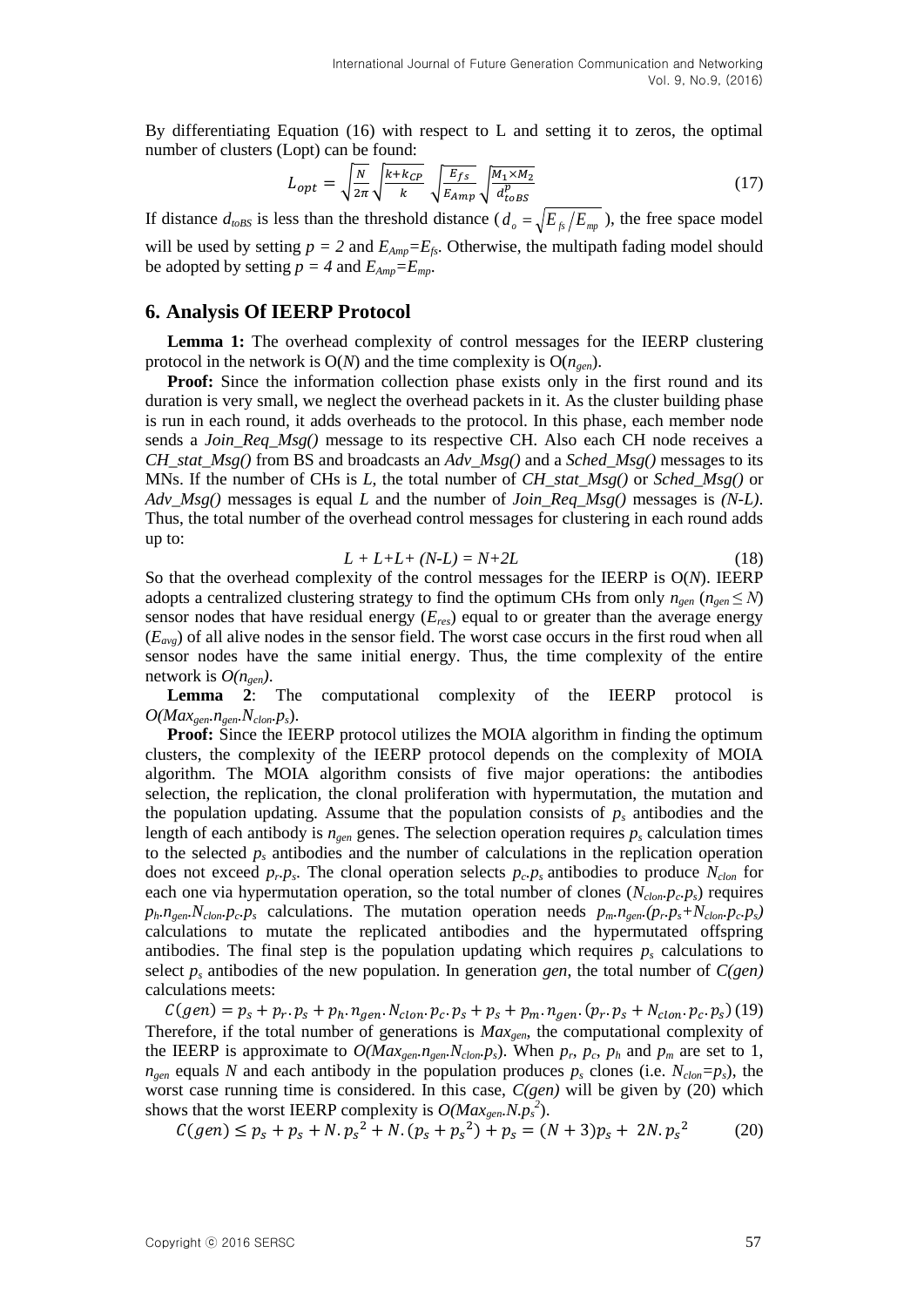By differentiating Equation (16) with respect to L and setting it to zeros, the optimal number of clusters (Lopt) can be found:

$$L_{opt} = \sqrt{\frac{N}{2\pi}} \sqrt{\frac{k+k_{CP}}{k}} \sqrt{\frac{E_{fs}}{E_{Amp}}} \sqrt{\frac{M_1 \times M_2}{d_{toBS}^{p}}} \tag{17}$$

If distance $d_{toBS}$ is less than the threshold distance ($d_o = \sqrt{E_{fs}/E_{mp}}$), the free space model will be used by setting $p = 2$ and $E_{Amp}=E_{fs}$. Otherwise, the multipath fading model should be adopted by setting $p = 4$ and $E_{Amp}=E_{mp}$.

## 6. Analysis Of IEERP Protocol

**Lemma 1:** The overhead complexity of control messages for the IEERP clustering protocol in the network is O($N$) and the time complexity is O($n_{gen}$).

**Proof:** Since the information collection phase exists only in the first round and its duration is very small, we neglect the overhead packets in it. As the cluster building phase is run in each round, it adds overheads to the protocol. In this phase, each member node sends a *Join_Req_Msg()* message to its respective CH. Also each CH node receives a *CH_stat_Msg()* from BS and broadcasts an *Adv_Msg()* and a *Sched_Msg()* messages to its MNs. If the number of CHs is $L$, the total number of *CH_stat_Msg()* or *Sched_Msg()* or *Adv_Msg()* messages is equal $L$ and the number of *Join_Req_Msg()* messages is $(N\text{-}L)$. Thus, the total number of the overhead control messages for clustering in each round adds up to:

$$L + L + L + (N-L) = N+2L \tag{18}$$

So that the overhead complexity of the control messages for the IEERP is O($N$). IEERP adopts a centralized clustering strategy to find the optimum CHs from only $n_{gen}$ ($n_{gen} \le N$) sensor nodes that have residual energy ($E_{res}$) equal to or greater than the average energy ($E_{avg}$) of all alive nodes in the sensor field. The worst case occurs in the first roud when all sensor nodes have the same initial energy. Thus, the time complexity of the entire network is $O(n_{gen})$.

**Lemma 2**: The computational complexity of the IEERP protocol is $O(Max_{gen}.n_{gen}.N_{clon}.p_s)$.

**Proof:** Since the IEERP protocol utilizes the MOIA algorithm in finding the optimum clusters, the complexity of the IEERP protocol depends on the complexity of MOIA algorithm. The MOIA algorithm consists of five major operations: the antibodies selection, the replication, the clonal proliferation with hypermutation, the mutation and the population updating. Assume that the population consists of $p_s$ antibodies and the length of each antibody is $n_{gen}$ genes. The selection operation requires $p_s$ calculation times to the selected $p_s$ antibodies and the number of calculations in the replication operation does not exceed $p_r.p_s$. The clonal operation selects $p_c.p_s$ antibodies to produce $N_{clon}$ for each one via hypermutation operation, so the total number of clones ($N_{clon}.p_c.p_s$) requires $p_h.n_{gen}.N_{clon}.p_c.p_s$ calculations. The mutation operation needs $p_m.n_{gen}.(p_r.p_s+N_{clon}.p_c.p_s)$ calculations to mutate the replicated antibodies and the hypermutated offspring antibodies. The final step is the population updating which requires $p_s$ calculations to select $p_s$ antibodies of the new population. In generation *gen*, the total number of *C(gen)* calculations meets:

$$C(gen) = p_s + p_r.p_s + p_h.n_{gen}.N_{clon}.p_c.p_s + p_s + p_m.n_{gen}.(p_r.p_s + N_{clon}.p_c.p_s) \tag{19}$$

Therefore, if the total number of generations is $Max_{gen}$, the computational complexity of the IEERP is approximate to $O(Max_{gen}.n_{gen}.N_{clon}.p_s)$. When $p_r$, $p_c$, $p_h$ and $p_m$ are set to 1, $n_{gen}$ equals $N$ and each antibody in the population produces $p_s$ clones (i.e. $N_{clon}=p_s$), the worst case running time is considered. In this case, *C(gen)* will be given by (20) which shows that the worst IEERP complexity is $O(Max_{gen}.N.p_s^2)$.

$$C(gen) \le p_s + p_s + N.p_s^2 + N.(p_s + p_s^2) + p_s = (N+3)p_s + 2N.p_s^2 \tag{20}$$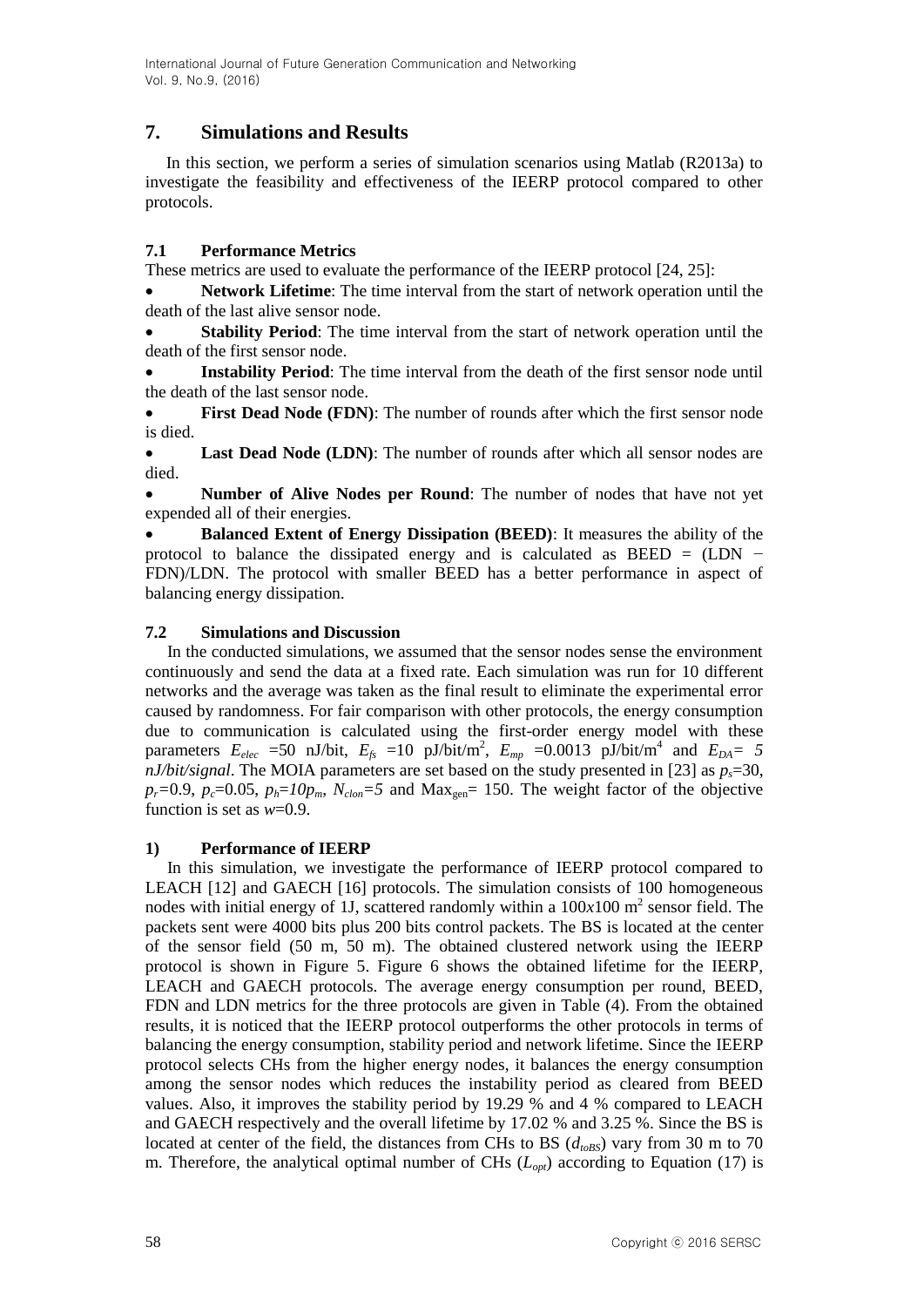## 7. Simulations and Results

In this section, we perform a series of simulation scenarios using Matlab (R2013a) to investigate the feasibility and effectiveness of the IEERP protocol compared to other protocols.

### 7.1 Performance Metrics

These metrics are used to evaluate the performance of the IEERP protocol [24, 25]:

- **Network Lifetime**: The time interval from the start of network operation until the death of the last alive sensor node.
- **Stability Period**: The time interval from the start of network operation until the death of the first sensor node.
- **Instability Period**: The time interval from the death of the first sensor node until the death of the last sensor node.
- **First Dead Node (FDN)**: The number of rounds after which the first sensor node is died.
- **Last Dead Node (LDN)**: The number of rounds after which all sensor nodes are died.
- **Number of Alive Nodes per Round**: The number of nodes that have not yet expended all of their energies.
- **Balanced Extent of Energy Dissipation (BEED)**: It measures the ability of the protocol to balance the dissipated energy and is calculated as BEED = (LDN − FDN)/LDN. The protocol with smaller BEED has a better performance in aspect of balancing energy dissipation.

### 7.2 Simulations and Discussion

In the conducted simulations, we assumed that the sensor nodes sense the environment continuously and send the data at a fixed rate. Each simulation was run for 10 different networks and the average was taken as the final result to eliminate the experimental error caused by randomness. For fair comparison with other protocols, the energy consumption due to communication is calculated using the first-order energy model with these parameters $E_{elec}$ =50 nJ/bit, $E_{fs}$ =10 pJ/bit/m$^2$, $E_{mp}$ =0.0013 pJ/bit/m$^4$ and $E_{DA}$= *5 nJ/bit/signal*. The MOIA parameters are set based on the study presented in [23] as $p_s$=30, $p_r$=0.9, $p_c$=0.05, $p_h=10p_m$, $N_{clon}=5$ and $\text{Max}_{\text{gen}}$= 150. The weight factor of the objective function is set as $w$=0.9.

#### 1) Performance of IEERP

In this simulation, we investigate the performance of IEERP protocol compared to LEACH [12] and GAECH [16] protocols. The simulation consists of 100 homogeneous nodes with initial energy of 1J, scattered randomly within a 100$x$100 m$^2$ sensor field. The packets sent were 4000 bits plus 200 bits control packets. The BS is located at the center of the sensor field (50 m, 50 m). The obtained clustered network using the IEERP protocol is shown in Figure 5. Figure 6 shows the obtained lifetime for the IEERP, LEACH and GAECH protocols. The average energy consumption per round, BEED, FDN and LDN metrics for the three protocols are given in Table (4). From the obtained results, it is noticed that the IEERP protocol outperforms the other protocols in terms of balancing the energy consumption, stability period and network lifetime. Since the IEERP protocol selects CHs from the higher energy nodes, it balances the energy consumption among the sensor nodes which reduces the instability period as cleared from BEED values. Also, it improves the stability period by 19.29 % and 4 % compared to LEACH and GAECH respectively and the overall lifetime by 17.02 % and 3.25 %. Since the BS is located at center of the field, the distances from CHs to BS ($d_{toBS}$) vary from 30 m to 70 m. Therefore, the analytical optimal number of CHs ($L_{opt}$) according to Equation (17) is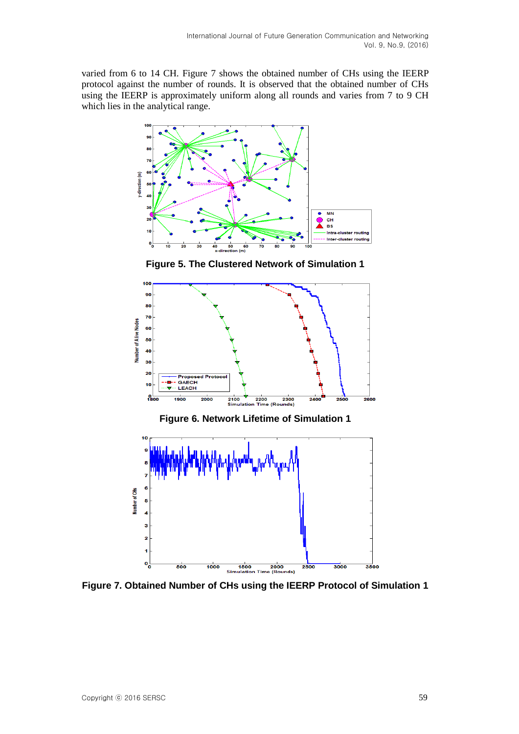varied from 6 to 14 CH. Figure 7 shows the obtained number of CHs using the IEERP protocol against the number of rounds. It is observed that the obtained number of CHs using the IEERP is approximately uniform along all rounds and varies from 7 to 9 CH which lies in the analytical range.

**Figure 5. The Clustered Network of Simulation 1**

**Figure 6. Network Lifetime of Simulation 1**

**Figure 7. Obtained Number of CHs using the IEERP Protocol of Simulation 1**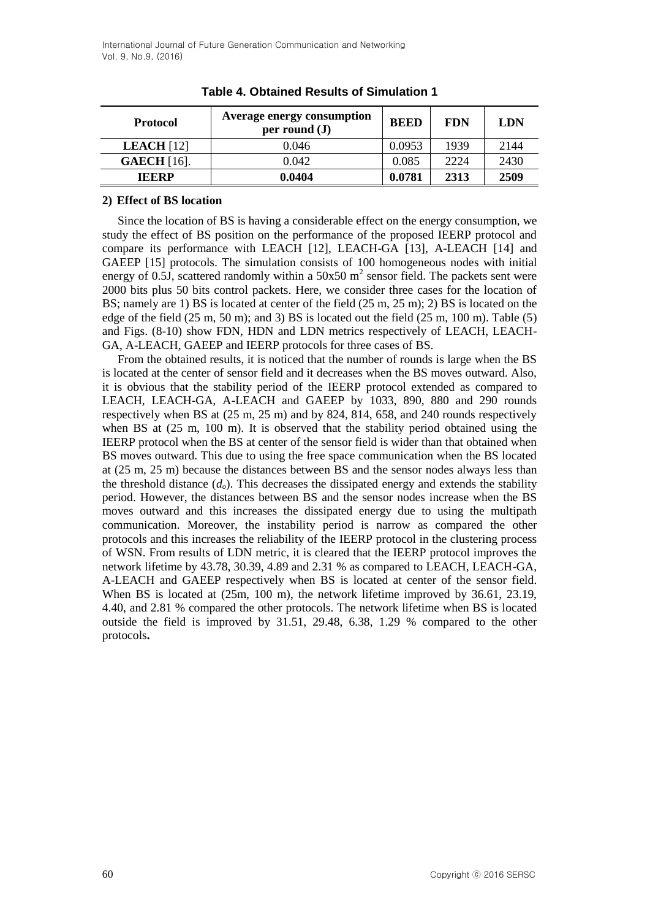**Table 4. Obtained Results of Simulation 1**

| Protocol | Average energy consumption per round (J) | BEED | FDN | LDN |
|---|---|---|---|---|
| **LEACH** [12] | 0.046 | 0.0953 | 1939 | 2144 |
| **GAECH** [16]. | 0.042 | 0.085 | 2224 | 2430 |
| **IEERP** | **0.0404** | **0.0781** | **2313** | **2509** |

**2) Effect of BS location**

Since the location of BS is having a considerable effect on the energy consumption, we study the effect of BS position on the performance of the proposed IEERP protocol and compare its performance with LEACH [12], LEACH-GA [13], A-LEACH [14] and GAEEP [15] protocols. The simulation consists of 100 homogeneous nodes with initial energy of 0.5J, scattered randomly within a 50x50 $m^2$ sensor field. The packets sent were 2000 bits plus 50 bits control packets. Here, we consider three cases for the location of BS; namely are 1) BS is located at center of the field (25 m, 25 m); 2) BS is located on the edge of the field (25 m, 50 m); and 3) BS is located out the field (25 m, 100 m). Table (5) and Figs. (8-10) show FDN, HDN and LDN metrics respectively of LEACH, LEACH-GA, A-LEACH, GAEEP and IEERP protocols for three cases of BS.

From the obtained results, it is noticed that the number of rounds is large when the BS is located at the center of sensor field and it decreases when the BS moves outward. Also, it is obvious that the stability period of the IEERP protocol extended as compared to LEACH, LEACH-GA, A-LEACH and GAEEP by 1033, 890, 880 and 290 rounds respectively when BS at (25 m, 25 m) and by 824, 814, 658, and 240 rounds respectively when BS at (25 m, 100 m). It is observed that the stability period obtained using the IEERP protocol when the BS at center of the sensor field is wider than that obtained when BS moves outward. This due to using the free space communication when the BS located at (25 m, 25 m) because the distances between BS and the sensor nodes always less than the threshold distance ($d_o$). This decreases the dissipated energy and extends the stability period. However, the distances between BS and the sensor nodes increase when the BS moves outward and this increases the dissipated energy due to using the multipath communication. Moreover, the instability period is narrow as compared the other protocols and this increases the reliability of the IEERP protocol in the clustering process of WSN. From results of LDN metric, it is cleared that the IEERP protocol improves the network lifetime by 43.78, 30.39, 4.89 and 2.31 % as compared to LEACH, LEACH-GA, A-LEACH and GAEEP respectively when BS is located at center of the sensor field. When BS is located at (25m, 100 m), the network lifetime improved by 36.61, 23.19, 4.40, and 2.81 % compared the other protocols. The network lifetime when BS is located outside the field is improved by 31.51, 29.48, 6.38, 1.29 % compared to the other protocols**.**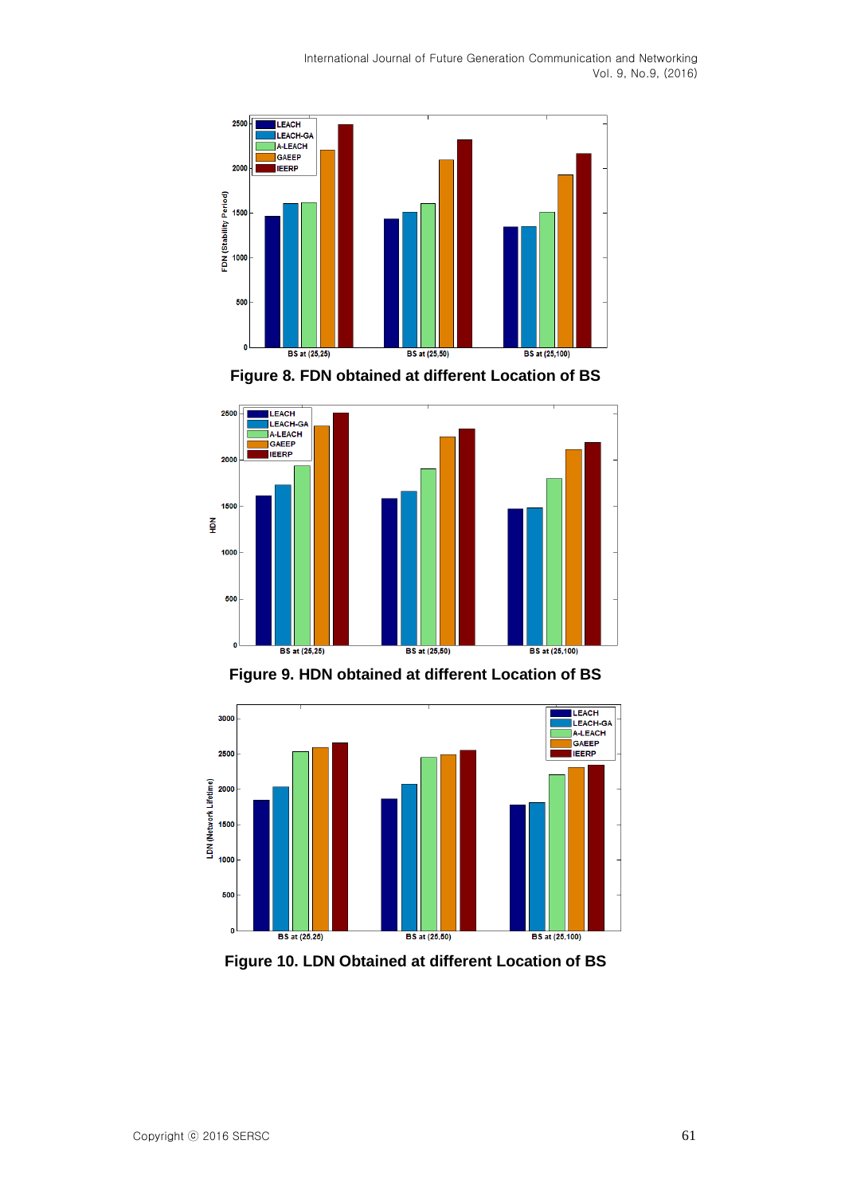Figure 8. FDN obtained at different Location of BS

Figure 9. HDN obtained at different Location of BS

Figure 10. LDN Obtained at different Location of BS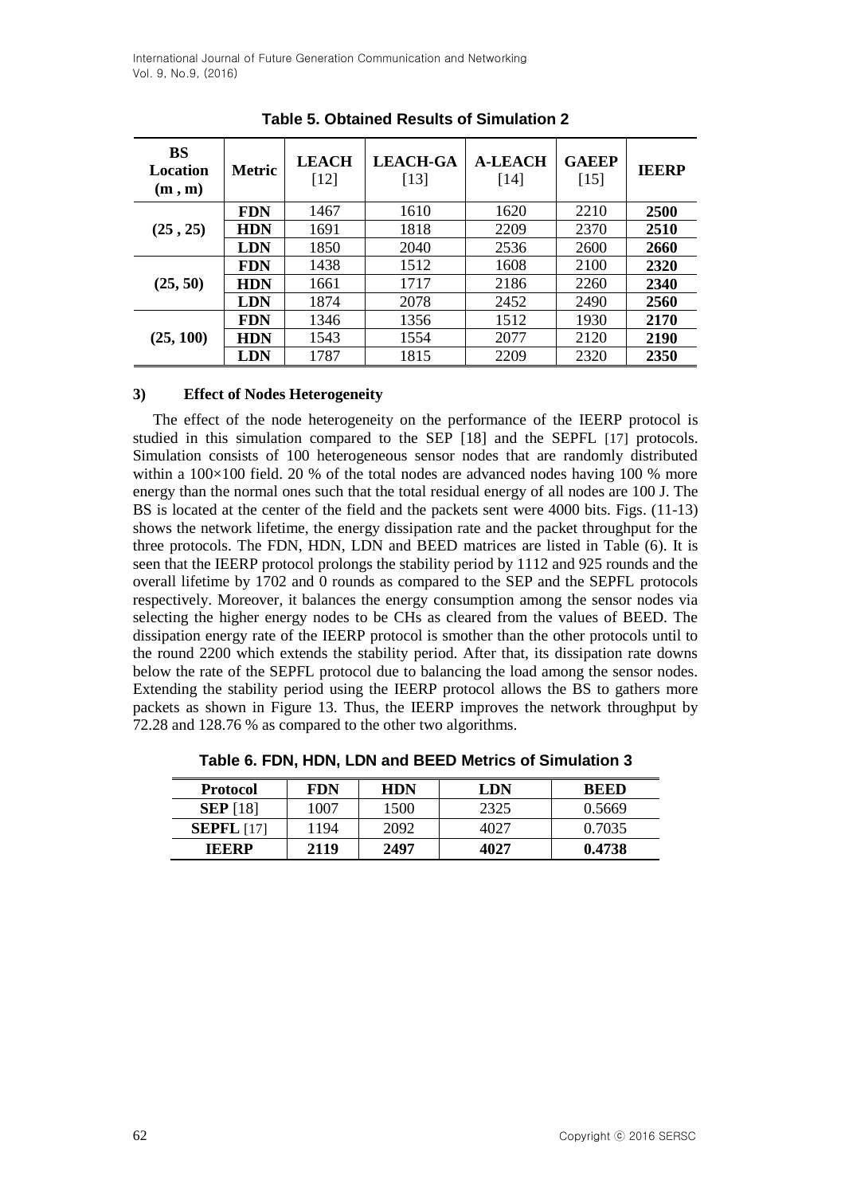**Table 5. Obtained Results of Simulation 2**

| BS Location (m , m) | Metric | LEACH [12] | LEACH-GA [13] | A-LEACH [14] | GAEEP [15] | IEERP |
|---|---|---|---|---|---|---|
| (25 , 25) | **FDN** | 1467 | 1610 | 1620 | 2210 | **2500** |
| | **HDN** | 1691 | 1818 | 2209 | 2370 | **2510** |
| | **LDN** | 1850 | 2040 | 2536 | 2600 | **2660** |
| (25, 50) | **FDN** | 1438 | 1512 | 1608 | 2100 | **2320** |
| | **HDN** | 1661 | 1717 | 2186 | 2260 | **2340** |
| | **LDN** | 1874 | 2078 | 2452 | 2490 | **2560** |
| (25, 100) | **FDN** | 1346 | 1356 | 1512 | 1930 | **2170** |
| | **HDN** | 1543 | 1554 | 2077 | 2120 | **2190** |
| | **LDN** | 1787 | 1815 | 2209 | 2320 | **2350** |

**3) Effect of Nodes Heterogeneity**

The effect of the node heterogeneity on the performance of the IEERP protocol is studied in this simulation compared to the SEP [18] and the SEPFL [17] protocols. Simulation consists of 100 heterogeneous sensor nodes that are randomly distributed within a 100×100 field. 20 % of the total nodes are advanced nodes having 100 % more energy than the normal ones such that the total residual energy of all nodes are 100 J. The BS is located at the center of the field and the packets sent were 4000 bits. Figs. (11-13) shows the network lifetime, the energy dissipation rate and the packet throughput for the three protocols. The FDN, HDN, LDN and BEED matrices are listed in Table (6). It is seen that the IEERP protocol prolongs the stability period by 1112 and 925 rounds and the overall lifetime by 1702 and 0 rounds as compared to the SEP and the SEPFL protocols respectively. Moreover, it balances the energy consumption among the sensor nodes via selecting the higher energy nodes to be CHs as cleared from the values of BEED. The dissipation energy rate of the IEERP protocol is smother than the other protocols until to the round 2200 which extends the stability period. After that, its dissipation rate downs below the rate of the SEPFL protocol due to balancing the load among the sensor nodes. Extending the stability period using the IEERP protocol allows the BS to gathers more packets as shown in Figure 13. Thus, the IEERP improves the network throughput by 72.28 and 128.76 % as compared to the other two algorithms.

**Table 6. FDN, HDN, LDN and BEED Metrics of Simulation 3**

| Protocol | FDN | HDN | LDN | BEED |
|---|---|---|---|---|
| **SEP** [18] | 1007 | 1500 | 2325 | 0.5669 |
| **SEPFL** [17] | 1194 | 2092 | 4027 | 0.7035 |
| **IEERP** | **2119** | **2497** | **4027** | **0.4738** |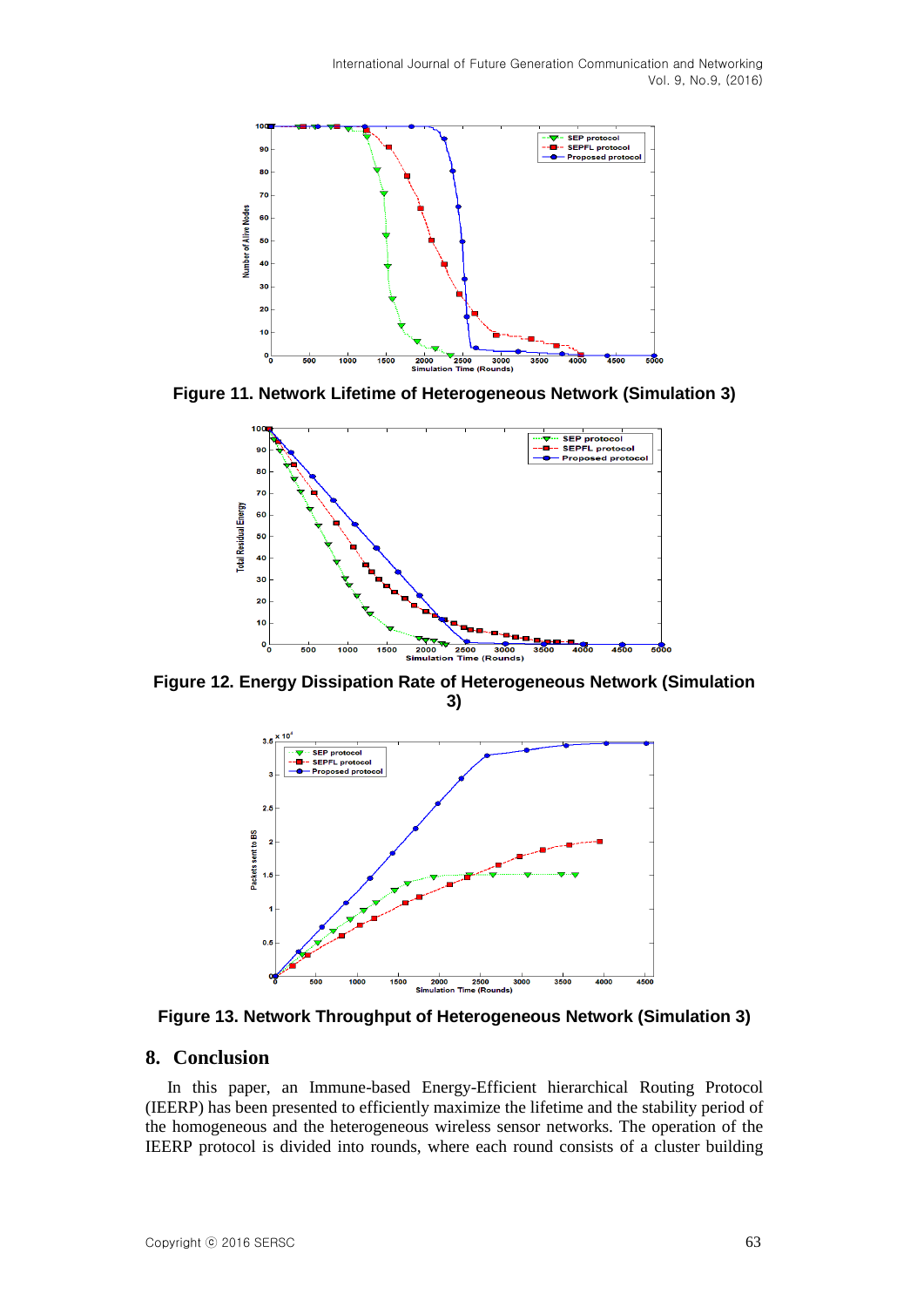**Figure 11. Network Lifetime of Heterogeneous Network (Simulation 3)**

**Figure 12. Energy Dissipation Rate of Heterogeneous Network (Simulation 3)**

**Figure 13. Network Throughput of Heterogeneous Network (Simulation 3)**

## 8. Conclusion

In this paper, an Immune-based Energy-Efficient hierarchical Routing Protocol (IEERP) has been presented to efficiently maximize the lifetime and the stability period of the homogeneous and the heterogeneous wireless sensor networks. The operation of the IEERP protocol is divided into rounds, where each round consists of a cluster building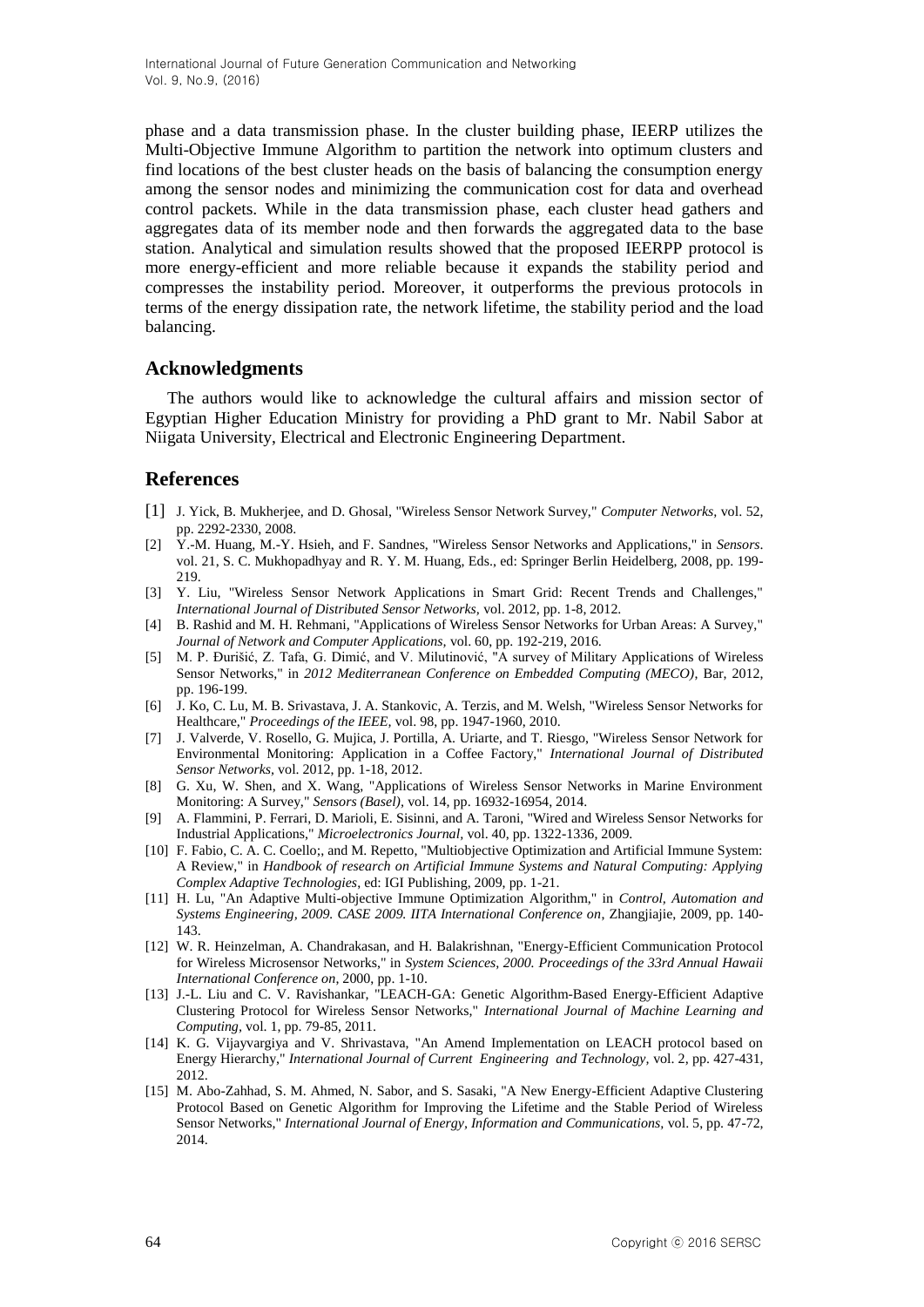phase and a data transmission phase. In the cluster building phase, IEERP utilizes the Multi-Objective Immune Algorithm to partition the network into optimum clusters and find locations of the best cluster heads on the basis of balancing the consumption energy among the sensor nodes and minimizing the communication cost for data and overhead control packets. While in the data transmission phase, each cluster head gathers and aggregates data of its member node and then forwards the aggregated data to the base station. Analytical and simulation results showed that the proposed IEERPP protocol is more energy-efficient and more reliable because it expands the stability period and compresses the instability period. Moreover, it outperforms the previous protocols in terms of the energy dissipation rate, the network lifetime, the stability period and the load balancing.

## Acknowledgments

The authors would like to acknowledge the cultural affairs and mission sector of Egyptian Higher Education Ministry for providing a PhD grant to Mr. Nabil Sabor at Niigata University, Electrical and Electronic Engineering Department.

## References

[1] J. Yick, B. Mukherjee, and D. Ghosal, "Wireless Sensor Network Survey," *Computer Networks*, vol. 52, pp. 2292-2330, 2008.

[2] Y.-M. Huang, M.-Y. Hsieh, and F. Sandnes, "Wireless Sensor Networks and Applications," in *Sensors*. vol. 21, S. C. Mukhopadhyay and R. Y. M. Huang, Eds., ed: Springer Berlin Heidelberg, 2008, pp. 199-219.

[3] Y. Liu, "Wireless Sensor Network Applications in Smart Grid: Recent Trends and Challenges," *International Journal of Distributed Sensor Networks*, vol. 2012, pp. 1-8, 2012.

[4] B. Rashid and M. H. Rehmani, "Applications of Wireless Sensor Networks for Urban Areas: A Survey," *Journal of Network and Computer Applications*, vol. 60, pp. 192-219, 2016.

[5] M. P. Đurišić, Z. Tafa, G. Dimić, and V. Milutinović, "A survey of Military Applications of Wireless Sensor Networks," in *2012 Mediterranean Conference on Embedded Computing (MECO)*, Bar, 2012, pp. 196-199.

[6] J. Ko, C. Lu, M. B. Srivastava, J. A. Stankovic, A. Terzis, and M. Welsh, "Wireless Sensor Networks for Healthcare," *Proceedings of the IEEE*, vol. 98, pp. 1947-1960, 2010.

[7] J. Valverde, V. Rosello, G. Mujica, J. Portilla, A. Uriarte, and T. Riesgo, "Wireless Sensor Network for Environmental Monitoring: Application in a Coffee Factory," *International Journal of Distributed Sensor Networks*, vol. 2012, pp. 1-18, 2012.

[8] G. Xu, W. Shen, and X. Wang, "Applications of Wireless Sensor Networks in Marine Environment Monitoring: A Survey," *Sensors (Basel)*, vol. 14, pp. 16932-16954, 2014.

[9] A. Flammini, P. Ferrari, D. Marioli, E. Sisinni, and A. Taroni, "Wired and Wireless Sensor Networks for Industrial Applications," *Microelectronics Journal*, vol. 40, pp. 1322-1336, 2009.

[10] F. Fabio, C. A. C. Coello;, and M. Repetto, "Multiobjective Optimization and Artificial Immune System: A Review," in *Handbook of research on Artificial Immune Systems and Natural Computing: Applying Complex Adaptive Technologies*, ed: IGI Publishing, 2009, pp. 1-21.

[11] H. Lu, "An Adaptive Multi-objective Immune Optimization Algorithm," in *Control, Automation and Systems Engineering, 2009. CASE 2009. IITA International Conference on*, Zhangjiajie, 2009, pp. 140-143.

[12] W. R. Heinzelman, A. Chandrakasan, and H. Balakrishnan, "Energy-Efficient Communication Protocol for Wireless Microsensor Networks," in *System Sciences, 2000. Proceedings of the 33rd Annual Hawaii International Conference on*, 2000, pp. 1-10.

[13] J.-L. Liu and C. V. Ravishankar, "LEACH-GA: Genetic Algorithm-Based Energy-Efficient Adaptive Clustering Protocol for Wireless Sensor Networks," *International Journal of Machine Learning and Computing*, vol. 1, pp. 79-85, 2011.

[14] K. G. Vijayvargiya and V. Shrivastava, "An Amend Implementation on LEACH protocol based on Energy Hierarchy," *International Journal of Current Engineering and Technology*, vol. 2, pp. 427-431, 2012.

[15] M. Abo-Zahhad, S. M. Ahmed, N. Sabor, and S. Sasaki, "A New Energy-Efficient Adaptive Clustering Protocol Based on Genetic Algorithm for Improving the Lifetime and the Stable Period of Wireless Sensor Networks," *International Journal of Energy, Information and Communications*, vol. 5, pp. 47-72, 2014.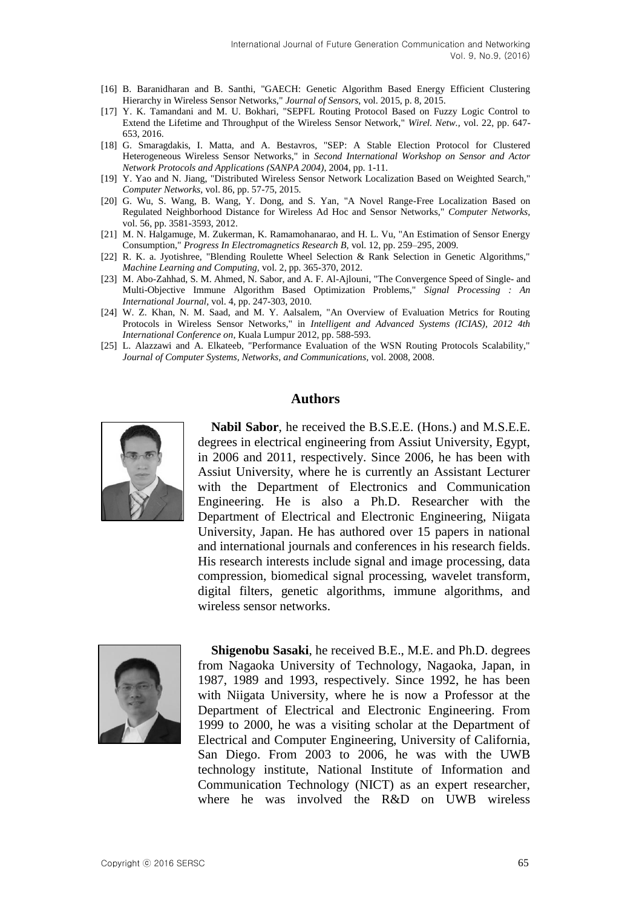[16] B. Baranidharan and B. Santhi, "GAECH: Genetic Algorithm Based Energy Efficient Clustering Hierarchy in Wireless Sensor Networks," *Journal of Sensors*, vol. 2015, p. 8, 2015.

[17] Y. K. Tamandani and M. U. Bokhari, "SEPFL Routing Protocol Based on Fuzzy Logic Control to Extend the Lifetime and Throughput of the Wireless Sensor Network," *Wirel. Netw.*, vol. 22, pp. 647-653, 2016.

[18] G. Smaragdakis, I. Matta, and A. Bestavros, "SEP: A Stable Election Protocol for Clustered Heterogeneous Wireless Sensor Networks," in *Second International Workshop on Sensor and Actor Network Protocols and Applications (SANPA 2004)*, 2004, pp. 1-11.

[19] Y. Yao and N. Jiang, "Distributed Wireless Sensor Network Localization Based on Weighted Search," *Computer Networks*, vol. 86, pp. 57-75, 2015.

[20] G. Wu, S. Wang, B. Wang, Y. Dong, and S. Yan, "A Novel Range-Free Localization Based on Regulated Neighborhood Distance for Wireless Ad Hoc and Sensor Networks," *Computer Networks*, vol. 56, pp. 3581-3593, 2012.

[21] M. N. Halgamuge, M. Zukerman, K. Ramamohanarao, and H. L. Vu, "An Estimation of Sensor Energy Consumption," *Progress In Electromagnetics Research B*, vol. 12, pp. 259–295, 2009.

[22] R. K. a. Jyotishree, "Blending Roulette Wheel Selection & Rank Selection in Genetic Algorithms," *Machine Learning and Computing*, vol. 2, pp. 365-370, 2012.

[23] M. Abo-Zahhad, S. M. Ahmed, N. Sabor, and A. F. Al-Ajlouni, "The Convergence Speed of Single- and Multi-Objective Immune Algorithm Based Optimization Problems," *Signal Processing : An International Journal*, vol. 4, pp. 247-303, 2010.

[24] W. Z. Khan, N. M. Saad, and M. Y. Aalsalem, "An Overview of Evaluation Metrics for Routing Protocols in Wireless Sensor Networks," in *Intelligent and Advanced Systems (ICIAS), 2012 4th International Conference on*, Kuala Lumpur 2012, pp. 588-593.

[25] L. Alazzawi and A. Elkateeb, "Performance Evaluation of the WSN Routing Protocols Scalability," *Journal of Computer Systems, Networks, and Communications*, vol. 2008, 2008.

## Authors

**Nabil Sabor**, he received the B.S.E.E. (Hons.) and M.S.E.E. degrees in electrical engineering from Assiut University, Egypt, in 2006 and 2011, respectively. Since 2006, he has been with Assiut University, where he is currently an Assistant Lecturer with the Department of Electronics and Communication Engineering. He is also a Ph.D. Researcher with the Department of Electrical and Electronic Engineering, Niigata University, Japan. He has authored over 15 papers in national and international journals and conferences in his research fields. His research interests include signal and image processing, data compression, biomedical signal processing, wavelet transform, digital filters, genetic algorithms, immune algorithms, and wireless sensor networks.

**Shigenobu Sasaki**, he received B.E., M.E. and Ph.D. degrees from Nagaoka University of Technology, Nagaoka, Japan, in 1987, 1989 and 1993, respectively. Since 1992, he has been with Niigata University, where he is now a Professor at the Department of Electrical and Electronic Engineering. From 1999 to 2000, he was a visiting scholar at the Department of Electrical and Computer Engineering, University of California, San Diego. From 2003 to 2006, he was with the UWB technology institute, National Institute of Information and Communication Technology (NICT) as an expert researcher, where he was involved the R&D on UWB wireless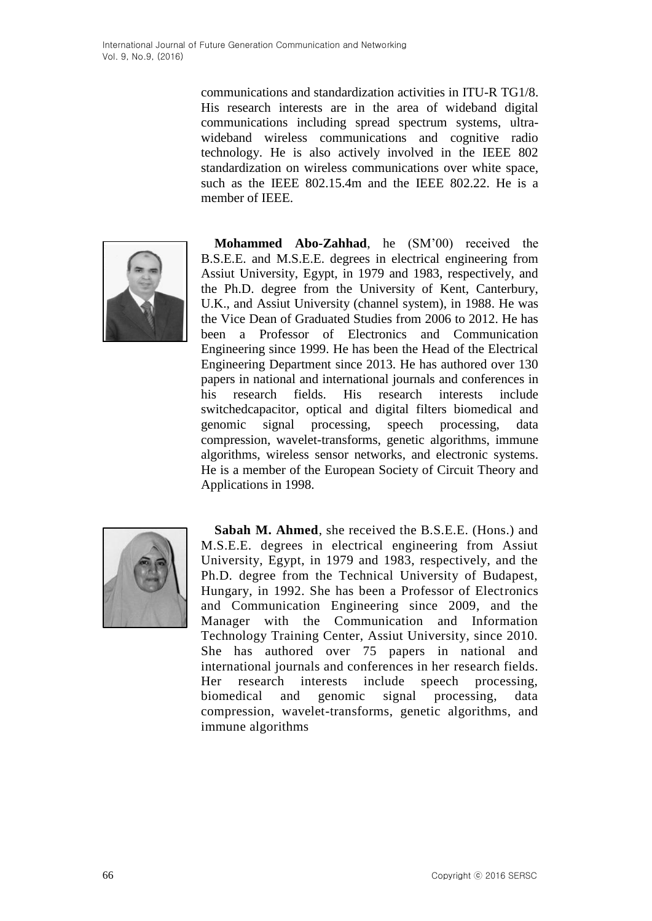communications and standardization activities in ITU-R TG1/8. His research interests are in the area of wideband digital communications including spread spectrum systems, ultra-wideband wireless communications and cognitive radio technology. He is also actively involved in the IEEE 802 standardization on wireless communications over white space, such as the IEEE 802.15.4m and the IEEE 802.22. He is a member of IEEE.

**Mohammed Abo-Zahhad**, he (SM'00) received the B.S.E.E. and M.S.E.E. degrees in electrical engineering from Assiut University, Egypt, in 1979 and 1983, respectively, and the Ph.D. degree from the University of Kent, Canterbury, U.K., and Assiut University (channel system), in 1988. He was the Vice Dean of Graduated Studies from 2006 to 2012. He has been a Professor of Electronics and Communication Engineering since 1999. He has been the Head of the Electrical Engineering Department since 2013. He has authored over 130 papers in national and international journals and conferences in his research fields. His research interests include switchedcapacitor, optical and digital filters biomedical and genomic signal processing, speech processing, data compression, wavelet-transforms, genetic algorithms, immune algorithms, wireless sensor networks, and electronic systems. He is a member of the European Society of Circuit Theory and Applications in 1998.

**Sabah M. Ahmed**, she received the B.S.E.E. (Hons.) and M.S.E.E. degrees in electrical engineering from Assiut University, Egypt, in 1979 and 1983, respectively, and the Ph.D. degree from the Technical University of Budapest, Hungary, in 1992. She has been a Professor of Electronics and Communication Engineering since 2009, and the Manager with the Communication and Information Technology Training Center, Assiut University, since 2010. She has authored over 75 papers in national and international journals and conferences in her research fields. Her research interests include speech processing, biomedical and genomic signal processing, data compression, wavelet-transforms, genetic algorithms, and immune algorithms